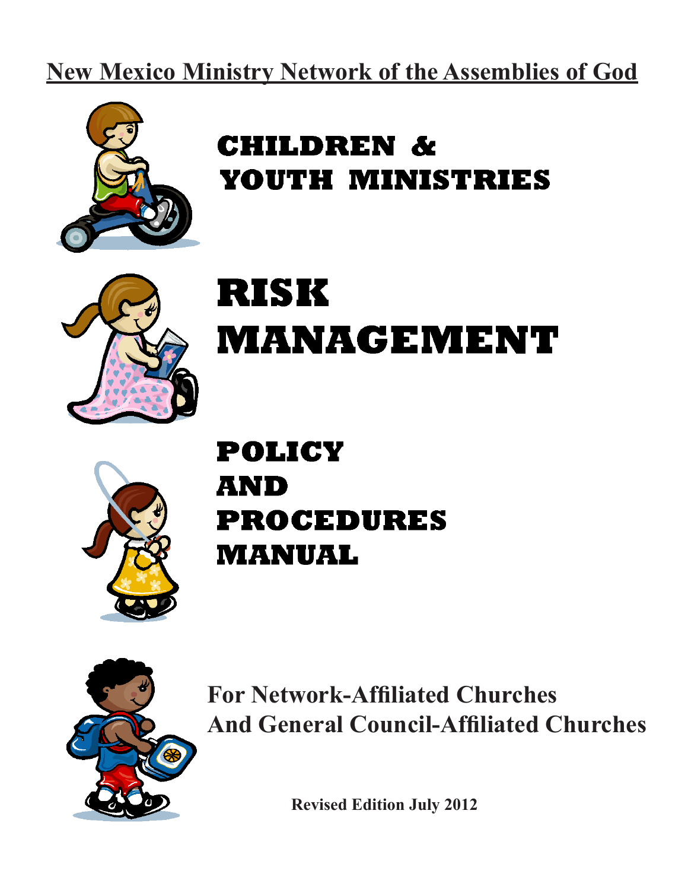**New Mexico Ministry Network of the Assemblies of God**

# CHILDREN & YOUTH MINISTRIES

# RISK MANAGEMENT

# POLICY AND PROCEDURES MANUAL

**For Network-Affiliated Churches And General Council-Affiliated Churches**

**Revised Edition July 2012**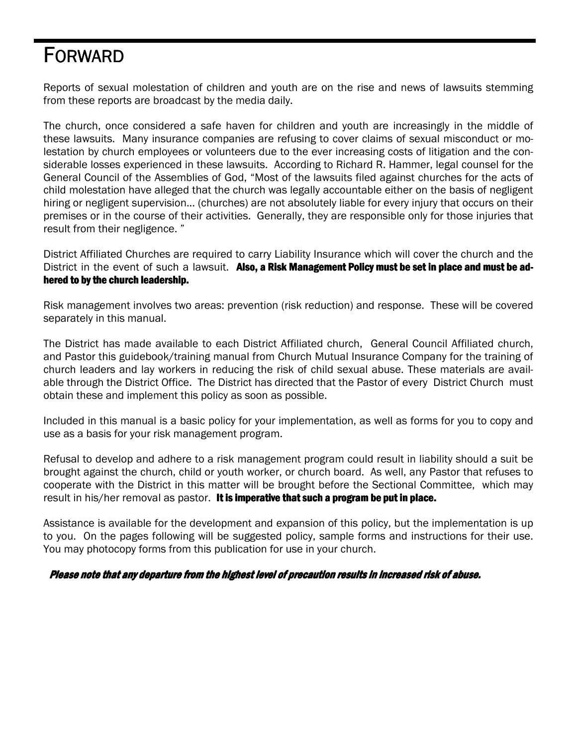# FORWARD

Reports of sexual molestation of children and youth are on the rise and news of lawsuits stemming from these reports are broadcast by the media daily.

The church, once considered a safe haven for children and youth are increasingly in the middle of these lawsuits. Many insurance companies are refusing to cover claims of sexual misconduct or molestation by church employees or volunteers due to the ever increasing costs of litigation and the considerable losses experienced in these lawsuits. According to Richard R. Hammer, legal counsel for the General Council of the Assemblies of God, "Most of the lawsuits filed against churches for the acts of child molestation have alleged that the church was legally accountable either on the basis of negligent hiring or negligent supervision… (churches) are not absolutely liable for every injury that occurs on their premises or in the course of their activities. Generally, they are responsible only for those injuries that result from their negligence. "

District Affiliated Churches are required to carry Liability Insurance which will cover the church and the District in the event of such a lawsuit. **Also, a Risk Management Policy must be set in place and must be adhered to by the church leadership.**

Risk management involves two areas: prevention (risk reduction) and response. These will be covered separately in this manual.

The District has made available to each District Affiliated church, General Council Affiliated church, and Pastor this guidebook/training manual from Church Mutual Insurance Company for the training of church leaders and lay workers in reducing the risk of child sexual abuse. These materials are available through the District Office. The District has directed that the Pastor of every District Church must obtain these and implement this policy as soon as possible.

Included in this manual is a basic policy for your implementation, as well as forms for you to copy and use as a basis for your risk management program.

Refusal to develop and adhere to a risk management program could result in liability should a suit be brought against the church, child or youth worker, or church board. As well, any Pastor that refuses to cooperate with the District in this matter will be brought before the Sectional Committee, which may result in his/her removal as pastor. **It is imperative that such a program be put in place.**

Assistance is available for the development and expansion of this policy, but the implementation is up to you. On the pages following will be suggested policy, sample forms and instructions for their use. You may photocopy forms from this publication for use in your church.

***Please note that any departure from the highest level of precaution results in increased risk of abuse.***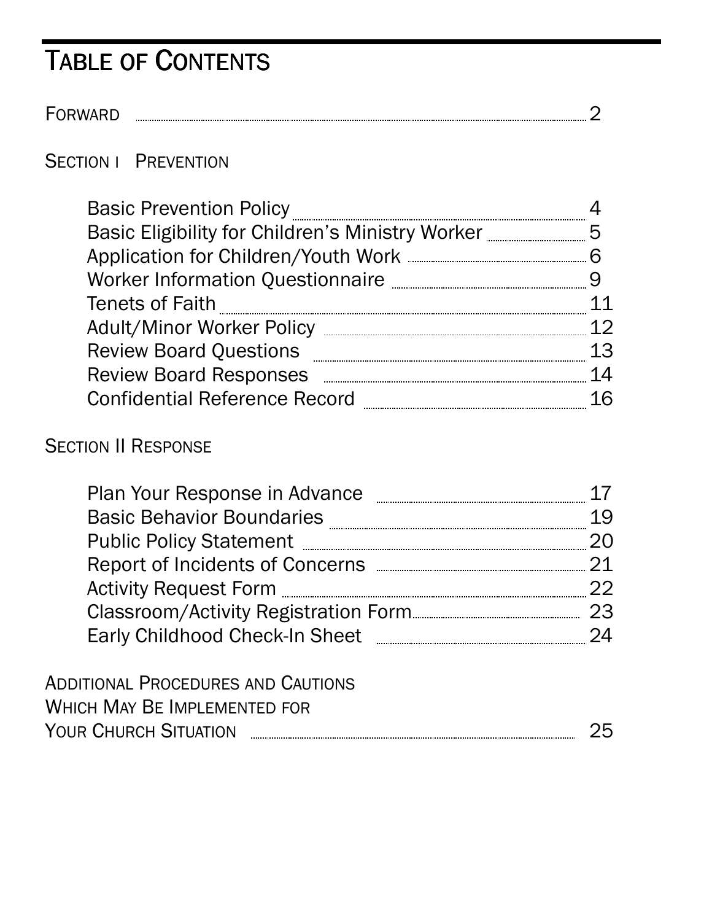# Table of Contents

FORWARD ........ 2

SECTION I PREVENTION

- Basic Prevention Policy ........ 4
- Basic Eligibility for Children's Ministry Worker ........ 5
- Application for Children/Youth Work ........ 6
- Worker Information Questionnaire ........ 9
- Tenets of Faith ........ 11
- Adult/Minor Worker Policy ........ 12
- Review Board Questions ........ 13
- Review Board Responses ........ 14
- Confidential Reference Record ........ 16

SECTION II RESPONSE

- Plan Your Response in Advance ........ 17
- Basic Behavior Boundaries ........ 19
- Public Policy Statement ........ 20
- Report of Incidents of Concerns ........ 21
- Activity Request Form ........ 22
- Classroom/Activity Registration Form ........ 23
- Early Childhood Check-In Sheet ........ 24

ADDITIONAL PROCEDURES AND CAUTIONS WHICH MAY BE IMPLEMENTED FOR YOUR CHURCH SITUATION ........ 25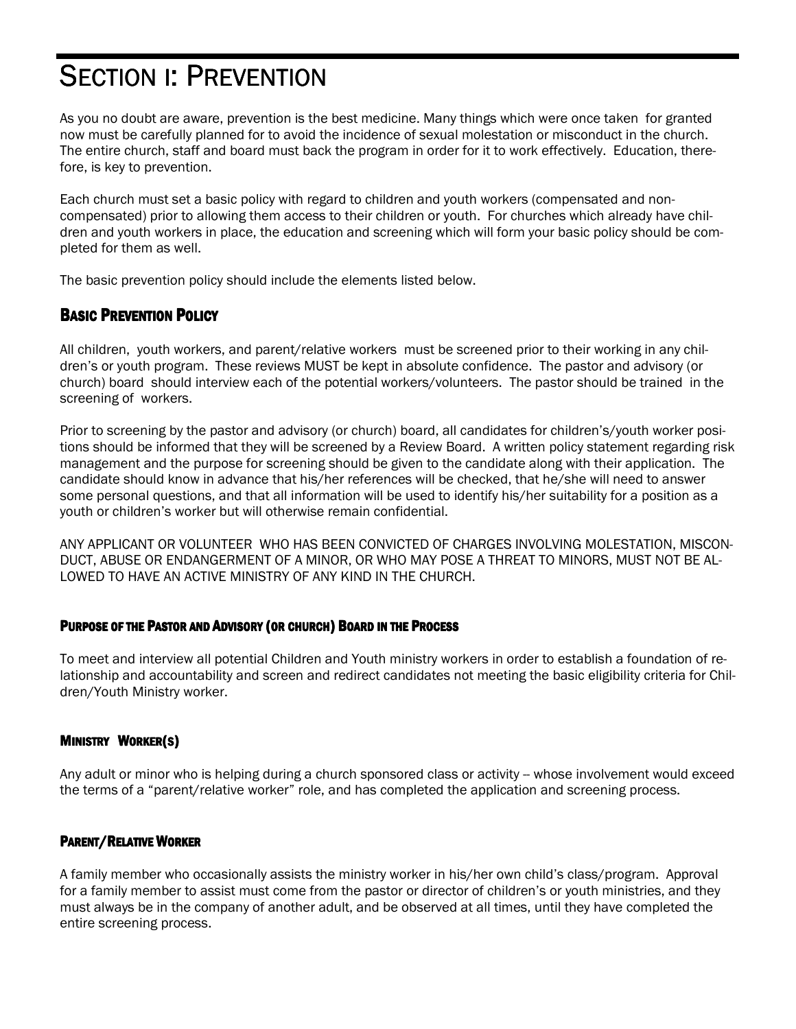# SECTION I: PREVENTION

As you no doubt are aware, prevention is the best medicine. Many things which were once taken for granted now must be carefully planned for to avoid the incidence of sexual molestation or misconduct in the church. The entire church, staff and board must back the program in order for it to work effectively. Education, therefore, is key to prevention.

Each church must set a basic policy with regard to children and youth workers (compensated and non-compensated) prior to allowing them access to their children or youth. For churches which already have children and youth workers in place, the education and screening which will form your basic policy should be completed for them as well.

The basic prevention policy should include the elements listed below.

## BASIC PREVENTION POLICY

All children, youth workers, and parent/relative workers must be screened prior to their working in any children's or youth program. These reviews MUST be kept in absolute confidence. The pastor and advisory (or church) board should interview each of the potential workers/volunteers. The pastor should be trained in the screening of workers.

Prior to screening by the pastor and advisory (or church) board, all candidates for children's/youth worker positions should be informed that they will be screened by a Review Board. A written policy statement regarding risk management and the purpose for screening should be given to the candidate along with their application. The candidate should know in advance that his/her references will be checked, that he/she will need to answer some personal questions, and that all information will be used to identify his/her suitability for a position as a youth or children's worker but will otherwise remain confidential.

ANY APPLICANT OR VOLUNTEER WHO HAS BEEN CONVICTED OF CHARGES INVOLVING MOLESTATION, MISCONDUCT, ABUSE OR ENDANGERMENT OF A MINOR, OR WHO MAY POSE A THREAT TO MINORS, MUST NOT BE ALLOWED TO HAVE AN ACTIVE MINISTRY OF ANY KIND IN THE CHURCH.

### PURPOSE OF THE PASTOR AND ADVISORY (OR CHURCH) BOARD IN THE PROCESS

To meet and interview all potential Children and Youth ministry workers in order to establish a foundation of relationship and accountability and screen and redirect candidates not meeting the basic eligibility criteria for Children/Youth Ministry worker.

### MINISTRY WORKER(S)

Any adult or minor who is helping during a church sponsored class or activity -- whose involvement would exceed the terms of a "parent/relative worker" role, and has completed the application and screening process.

### PARENT/RELATIVE WORKER

A family member who occasionally assists the ministry worker in his/her own child's class/program. Approval for a family member to assist must come from the pastor or director of children's or youth ministries, and they must always be in the company of another adult, and be observed at all times, until they have completed the entire screening process.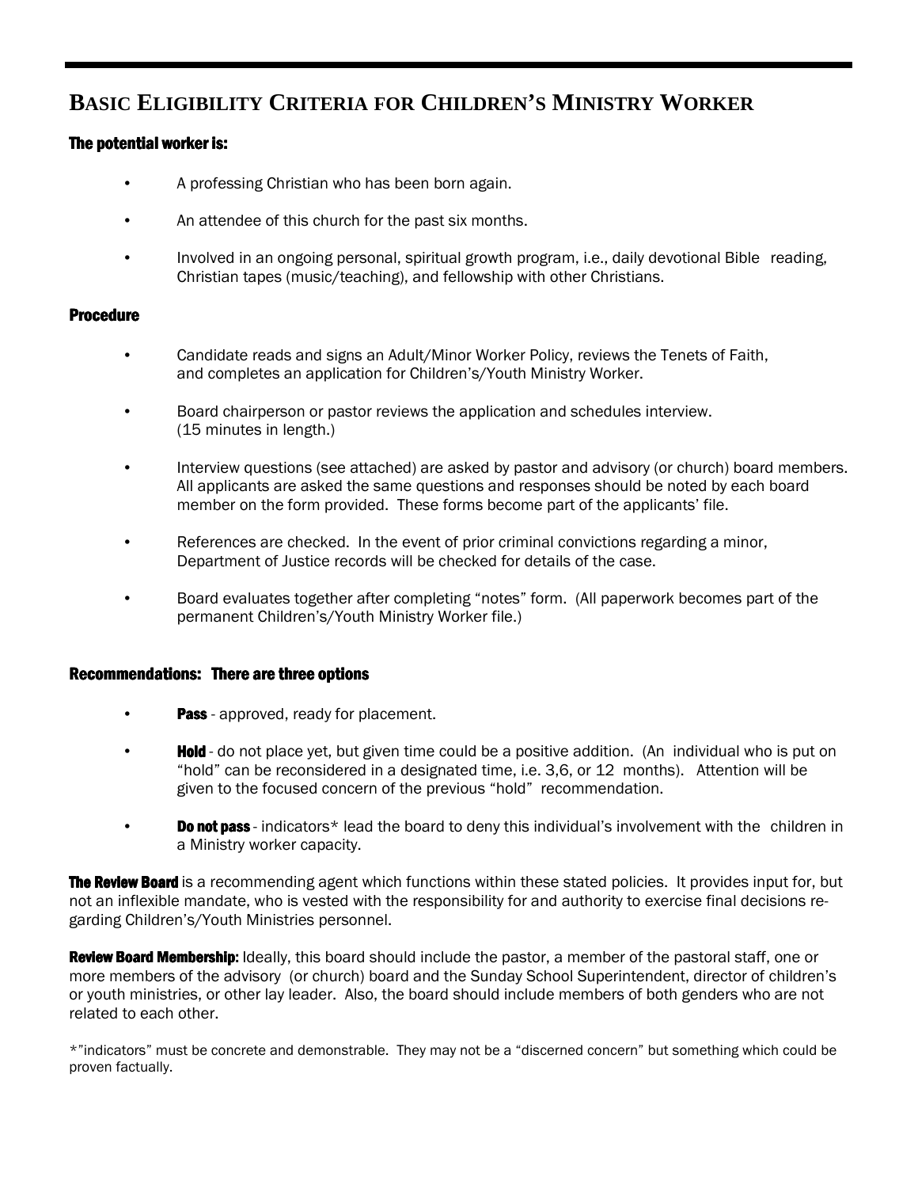## BASIC ELIGIBILITY CRITERIA FOR CHILDREN'S MINISTRY WORKER

**The potential worker is:**

- A professing Christian who has been born again.
- An attendee of this church for the past six months.
- Involved in an ongoing personal, spiritual growth program, i.e., daily devotional Bible reading, Christian tapes (music/teaching), and fellowship with other Christians.

**Procedure**

- Candidate reads and signs an Adult/Minor Worker Policy, reviews the Tenets of Faith, and completes an application for Children's/Youth Ministry Worker.
- Board chairperson or pastor reviews the application and schedules interview. (15 minutes in length.)
- Interview questions (see attached) are asked by pastor and advisory (or church) board members. All applicants are asked the same questions and responses should be noted by each board member on the form provided. These forms become part of the applicants' file.
- References are checked. In the event of prior criminal convictions regarding a minor, Department of Justice records will be checked for details of the case.
- Board evaluates together after completing "notes" form. (All paperwork becomes part of the permanent Children's/Youth Ministry Worker file.)

**Recommendations: There are three options**

- **Pass** - approved, ready for placement.
- **Hold** - do not place yet, but given time could be a positive addition. (An individual who is put on "hold" can be reconsidered in a designated time, i.e. 3,6, or 12 months). Attention will be given to the focused concern of the previous "hold" recommendation.
- **Do not pass** - indicators* lead the board to deny this individual's involvement with the children in a Ministry worker capacity.

**The Review Board** is a recommending agent which functions within these stated policies. It provides input for, but not an inflexible mandate, who is vested with the responsibility for and authority to exercise final decisions regarding Children's/Youth Ministries personnel.

**Review Board Membership:** Ideally, this board should include the pastor, a member of the pastoral staff, one or more members of the advisory (or church) board and the Sunday School Superintendent, director of children's or youth ministries, or other lay leader. Also, the board should include members of both genders who are not related to each other.

*"indicators" must be concrete and demonstrable. They may not be a "discerned concern" but something which could be proven factually.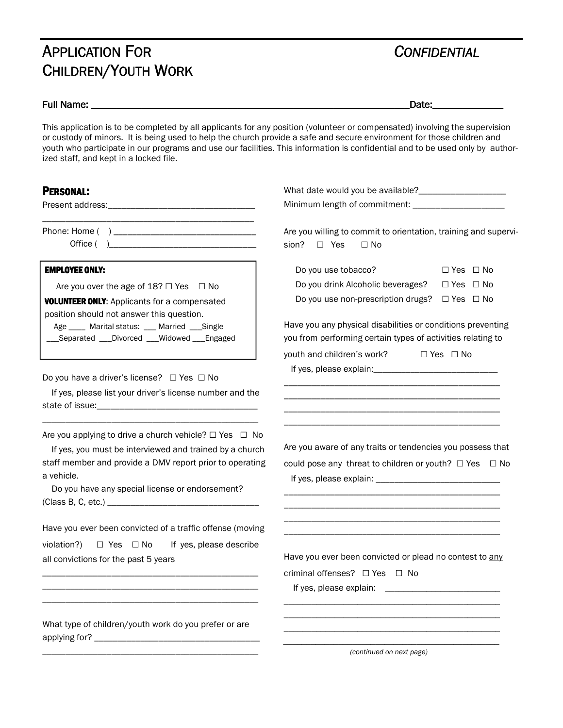# Application For Children/Youth Work

*Confidential*

Full Name: ______________________________________________ Date: ____________

This application is to be completed by all applicants for any position (volunteer or compensated) involving the supervision or custody of minors. It is being used to help the church provide a safe and secure environment for those children and youth who participate in our programs and use our facilities. This information is confidential and to be used only by authorized staff, and kept in a locked file.

## Personal:

Present address: ________________________________
_____________________________________________

Phone: Home ( ) ______________________________
Office ( ) ______________________________

**EMPLOYEE ONLY:**

Are you over the age of 18? ☐ Yes ☐ No

**VOLUNTEER ONLY**: Applicants for a compensated position should not answer this question.

Age ____ Marital status: ___ Married ___Single ___Separated ___Divorced ___Widowed ___Engaged

Do you have a driver's license? ☐ Yes ☐ No

If yes, please list your driver's license number and the state of issue: ________________________________
_____________________________________________

Are you applying to drive a church vehicle? ☐ Yes ☐ No

If yes, you must be interviewed and trained by a church staff member and provide a DMV report prior to operating a vehicle.

Do you have any special license or endorsement? (Class B, C, etc.) ________________________________

Have you ever been convicted of a traffic offense (moving violation?) ☐ Yes ☐ No If yes, please describe all convictions for the past 5 years
_____________________________________________
_____________________________________________
_____________________________________________

What type of children/youth work do you prefer or are applying for? ________________________________
_____________________________________________

What date would you be available? __________________

Minimum length of commitment: ___________________

Are you willing to commit to orientation, training and supervision? ☐ Yes ☐ No

Do you use tobacco? ☐ Yes ☐ No

Do you drink Alcoholic beverages? ☐ Yes ☐ No

Do you use non-prescription drugs? ☐ Yes ☐ No

Have you any physical disabilities or conditions preventing you from performing certain types of activities relating to youth and children's work? ☐ Yes ☐ No

If yes, please explain: __________________________
_____________________________________________
_____________________________________________
_____________________________________________
_____________________________________________

Are you aware of any traits or tendencies you possess that could pose any threat to children or youth? ☐ Yes ☐ No

If yes, please explain: __________________________
_____________________________________________
_____________________________________________
_____________________________________________
_____________________________________________

Have you ever been convicted or plead no contest to <u>any</u> criminal offenses? ☐ Yes ☐ No

If yes, please explain: __________________________
_____________________________________________
_____________________________________________
_____________________________________________
_____________________________________________

*(continued on next page)*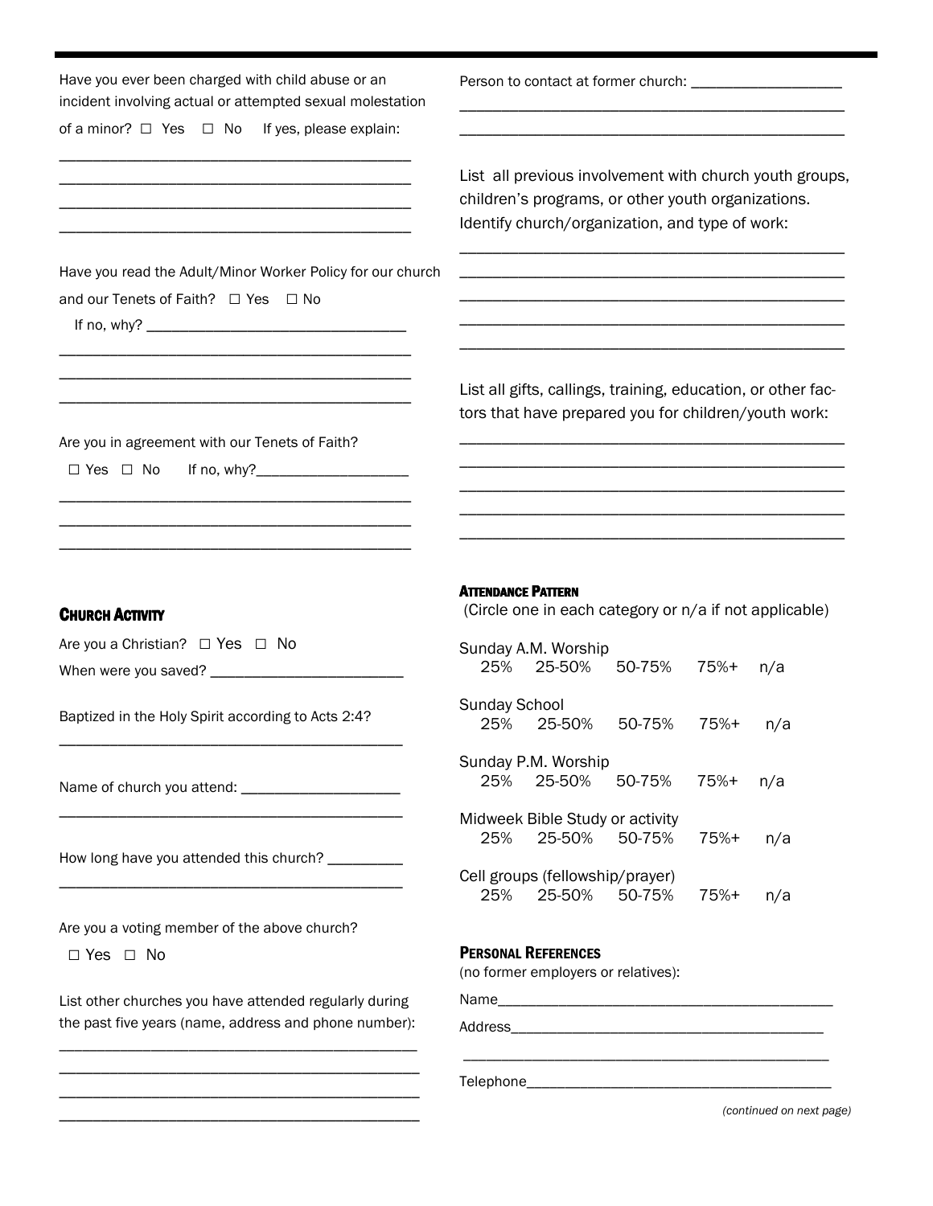Have you ever been charged with child abuse or an incident involving actual or attempted sexual molestation of a minor? ☐ Yes ☐ No If yes, please explain:

\_\_\_\_\_\_\_\_\_\_\_\_\_\_\_\_\_\_\_\_\_\_\_\_\_\_\_\_\_\_\_\_\_\_\_\_\_\_\_\_\_\_\_\_

\_\_\_\_\_\_\_\_\_\_\_\_\_\_\_\_\_\_\_\_\_\_\_\_\_\_\_\_\_\_\_\_\_\_\_\_\_\_\_\_\_\_\_\_

\_\_\_\_\_\_\_\_\_\_\_\_\_\_\_\_\_\_\_\_\_\_\_\_\_\_\_\_\_\_\_\_\_\_\_\_\_\_\_\_\_\_\_\_

\_\_\_\_\_\_\_\_\_\_\_\_\_\_\_\_\_\_\_\_\_\_\_\_\_\_\_\_\_\_\_\_\_\_\_\_\_\_\_\_\_\_\_\_

Have you read the Adult/Minor Worker Policy for our church and our Tenets of Faith? ☐ Yes ☐ No

If no, why? \_\_\_\_\_\_\_\_\_\_\_\_\_\_\_\_\_\_\_\_\_\_\_\_\_\_\_\_\_\_\_\_

\_\_\_\_\_\_\_\_\_\_\_\_\_\_\_\_\_\_\_\_\_\_\_\_\_\_\_\_\_\_\_\_\_\_\_\_\_\_\_\_\_\_\_\_

\_\_\_\_\_\_\_\_\_\_\_\_\_\_\_\_\_\_\_\_\_\_\_\_\_\_\_\_\_\_\_\_\_\_\_\_\_\_\_\_\_\_\_\_

\_\_\_\_\_\_\_\_\_\_\_\_\_\_\_\_\_\_\_\_\_\_\_\_\_\_\_\_\_\_\_\_\_\_\_\_\_\_\_\_\_\_\_\_

Are you in agreement with our Tenets of Faith?

☐ Yes ☐ No If no, why?\_\_\_\_\_\_\_\_\_\_\_\_\_\_\_\_\_\_\_\_

\_\_\_\_\_\_\_\_\_\_\_\_\_\_\_\_\_\_\_\_\_\_\_\_\_\_\_\_\_\_\_\_\_\_\_\_\_\_\_\_\_\_\_\_

\_\_\_\_\_\_\_\_\_\_\_\_\_\_\_\_\_\_\_\_\_\_\_\_\_\_\_\_\_\_\_\_\_\_\_\_\_\_\_\_\_\_\_\_

\_\_\_\_\_\_\_\_\_\_\_\_\_\_\_\_\_\_\_\_\_\_\_\_\_\_\_\_\_\_\_\_\_\_\_\_\_\_\_\_\_\_\_\_

## Church Activity

Are you a Christian? ☐ Yes ☐ No

When were you saved? \_\_\_\_\_\_\_\_\_\_\_\_\_\_\_\_\_\_\_\_\_\_\_\_\_

Baptized in the Holy Spirit according to Acts 2:4?

\_\_\_\_\_\_\_\_\_\_\_\_\_\_\_\_\_\_\_\_\_\_\_\_\_\_\_\_\_\_\_\_\_\_\_\_\_\_\_\_\_\_\_\_

Name of church you attend: \_\_\_\_\_\_\_\_\_\_\_\_\_\_\_\_\_\_\_\_

\_\_\_\_\_\_\_\_\_\_\_\_\_\_\_\_\_\_\_\_\_\_\_\_\_\_\_\_\_\_\_\_\_\_\_\_\_\_\_\_\_\_\_\_

How long have you attended this church? \_\_\_\_\_\_\_\_\_\_

\_\_\_\_\_\_\_\_\_\_\_\_\_\_\_\_\_\_\_\_\_\_\_\_\_\_\_\_\_\_\_\_\_\_\_\_\_\_\_\_\_\_\_\_

Are you a voting member of the above church?

☐ Yes ☐ No

List other churches you have attended regularly during the past five years (name, address and phone number):

\_\_\_\_\_\_\_\_\_\_\_\_\_\_\_\_\_\_\_\_\_\_\_\_\_\_\_\_\_\_\_\_\_\_\_\_\_\_\_\_\_\_\_\_

\_\_\_\_\_\_\_\_\_\_\_\_\_\_\_\_\_\_\_\_\_\_\_\_\_\_\_\_\_\_\_\_\_\_\_\_\_\_\_\_\_\_\_\_

\_\_\_\_\_\_\_\_\_\_\_\_\_\_\_\_\_\_\_\_\_\_\_\_\_\_\_\_\_\_\_\_\_\_\_\_\_\_\_\_\_\_\_\_

\_\_\_\_\_\_\_\_\_\_\_\_\_\_\_\_\_\_\_\_\_\_\_\_\_\_\_\_\_\_\_\_\_\_\_\_\_\_\_\_\_\_\_\_

Person to contact at former church: \_\_\_\_\_\_\_\_\_\_\_\_\_\_\_\_\_\_\_

\_\_\_\_\_\_\_\_\_\_\_\_\_\_\_\_\_\_\_\_\_\_\_\_\_\_\_\_\_\_\_\_\_\_\_\_\_\_\_\_\_\_\_\_

\_\_\_\_\_\_\_\_\_\_\_\_\_\_\_\_\_\_\_\_\_\_\_\_\_\_\_\_\_\_\_\_\_\_\_\_\_\_\_\_\_\_\_\_

List all previous involvement with church youth groups, children's programs, or other youth organizations. Identify church/organization, and type of work:

\_\_\_\_\_\_\_\_\_\_\_\_\_\_\_\_\_\_\_\_\_\_\_\_\_\_\_\_\_\_\_\_\_\_\_\_\_\_\_\_\_\_\_\_

\_\_\_\_\_\_\_\_\_\_\_\_\_\_\_\_\_\_\_\_\_\_\_\_\_\_\_\_\_\_\_\_\_\_\_\_\_\_\_\_\_\_\_\_

\_\_\_\_\_\_\_\_\_\_\_\_\_\_\_\_\_\_\_\_\_\_\_\_\_\_\_\_\_\_\_\_\_\_\_\_\_\_\_\_\_\_\_\_

\_\_\_\_\_\_\_\_\_\_\_\_\_\_\_\_\_\_\_\_\_\_\_\_\_\_\_\_\_\_\_\_\_\_\_\_\_\_\_\_\_\_\_\_

\_\_\_\_\_\_\_\_\_\_\_\_\_\_\_\_\_\_\_\_\_\_\_\_\_\_\_\_\_\_\_\_\_\_\_\_\_\_\_\_\_\_\_\_

List all gifts, callings, training, education, or other factors that have prepared you for children/youth work:

\_\_\_\_\_\_\_\_\_\_\_\_\_\_\_\_\_\_\_\_\_\_\_\_\_\_\_\_\_\_\_\_\_\_\_\_\_\_\_\_\_\_\_\_

\_\_\_\_\_\_\_\_\_\_\_\_\_\_\_\_\_\_\_\_\_\_\_\_\_\_\_\_\_\_\_\_\_\_\_\_\_\_\_\_\_\_\_\_

\_\_\_\_\_\_\_\_\_\_\_\_\_\_\_\_\_\_\_\_\_\_\_\_\_\_\_\_\_\_\_\_\_\_\_\_\_\_\_\_\_\_\_\_

\_\_\_\_\_\_\_\_\_\_\_\_\_\_\_\_\_\_\_\_\_\_\_\_\_\_\_\_\_\_\_\_\_\_\_\_\_\_\_\_\_\_\_\_

\_\_\_\_\_\_\_\_\_\_\_\_\_\_\_\_\_\_\_\_\_\_\_\_\_\_\_\_\_\_\_\_\_\_\_\_\_\_\_\_\_\_\_\_

## Attendance Pattern

(Circle one in each category or n/a if not applicable)

Sunday A.M. Worship
25% 25-50% 50-75% 75%+ n/a

Sunday School
25% 25-50% 50-75% 75%+ n/a

Sunday P.M. Worship
25% 25-50% 50-75% 75%+ n/a

Midweek Bible Study or activity
25% 25-50% 50-75% 75%+ n/a

Cell groups (fellowship/prayer)
25% 25-50% 50-75% 75%+ n/a

## Personal References

(no former employers or relatives):

Name\_\_\_\_\_\_\_\_\_\_\_\_\_\_\_\_\_\_\_\_\_\_\_\_\_\_\_\_\_\_\_\_\_\_\_\_\_\_\_\_\_\_\_

Address\_\_\_\_\_\_\_\_\_\_\_\_\_\_\_\_\_\_\_\_\_\_\_\_\_\_\_\_\_\_\_\_\_\_\_\_\_\_\_\_

\_\_\_\_\_\_\_\_\_\_\_\_\_\_\_\_\_\_\_\_\_\_\_\_\_\_\_\_\_\_\_\_\_\_\_\_\_\_\_\_\_\_\_\_

Telephone\_\_\_\_\_\_\_\_\_\_\_\_\_\_\_\_\_\_\_\_\_\_\_\_\_\_\_\_\_\_\_\_\_\_\_\_\_\_\_

*(continued on next page)*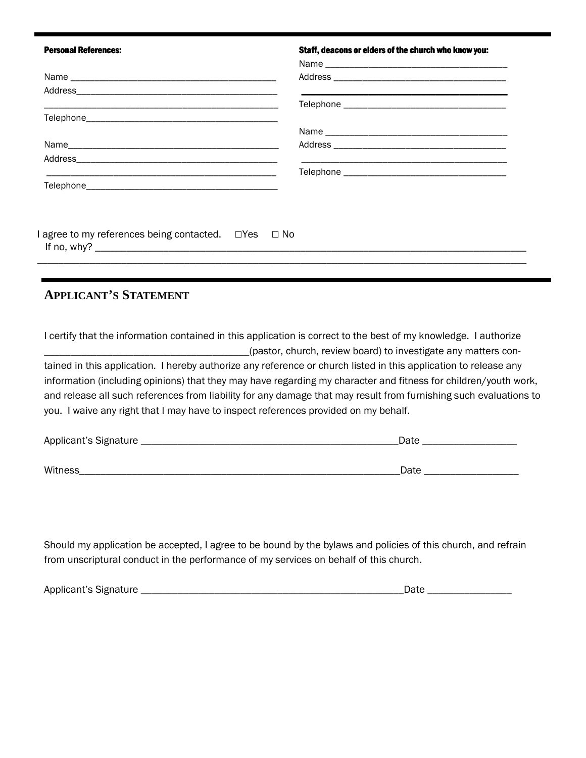**Personal References:**

Name ___________________________________________

Address_________________________________________

_______________________________________________

Telephone_______________________________________

Name___________________________________________

Address_________________________________________

_______________________________________________

Telephone_______________________________________

**Staff, deacons or elders of the church who know you:**

Name ______________________________________

Address ____________________________________

___________________________________________

Telephone __________________________________

Name ______________________________________

Address ____________________________________

___________________________________________

Telephone __________________________________

I agree to my references being contacted. ☐Yes ☐ No

If no, why? ___________________________________________________________________________________

_____________________________________________________________________________________________

## APPLICANT'S STATEMENT

I certify that the information contained in this application is correct to the best of my knowledge. I authorize ______________________________________(pastor, church, review board) to investigate any matters contained in this application. I hereby authorize any reference or church listed in this application to release any information (including opinions) that they may have regarding my character and fitness for children/youth work, and release all such references from liability for any damage that may result from furnishing such evaluations to you. I waive any right that I may have to inspect references provided on my behalf.

Applicant's Signature _________________________________________________Date _________________

Witness____________________________________________________________Date _________________

Should my application be accepted, I agree to be bound by the bylaws and policies of this church, and refrain from unscriptural conduct in the performance of my services on behalf of this church.

Applicant's Signature __________________________________________________Date _______________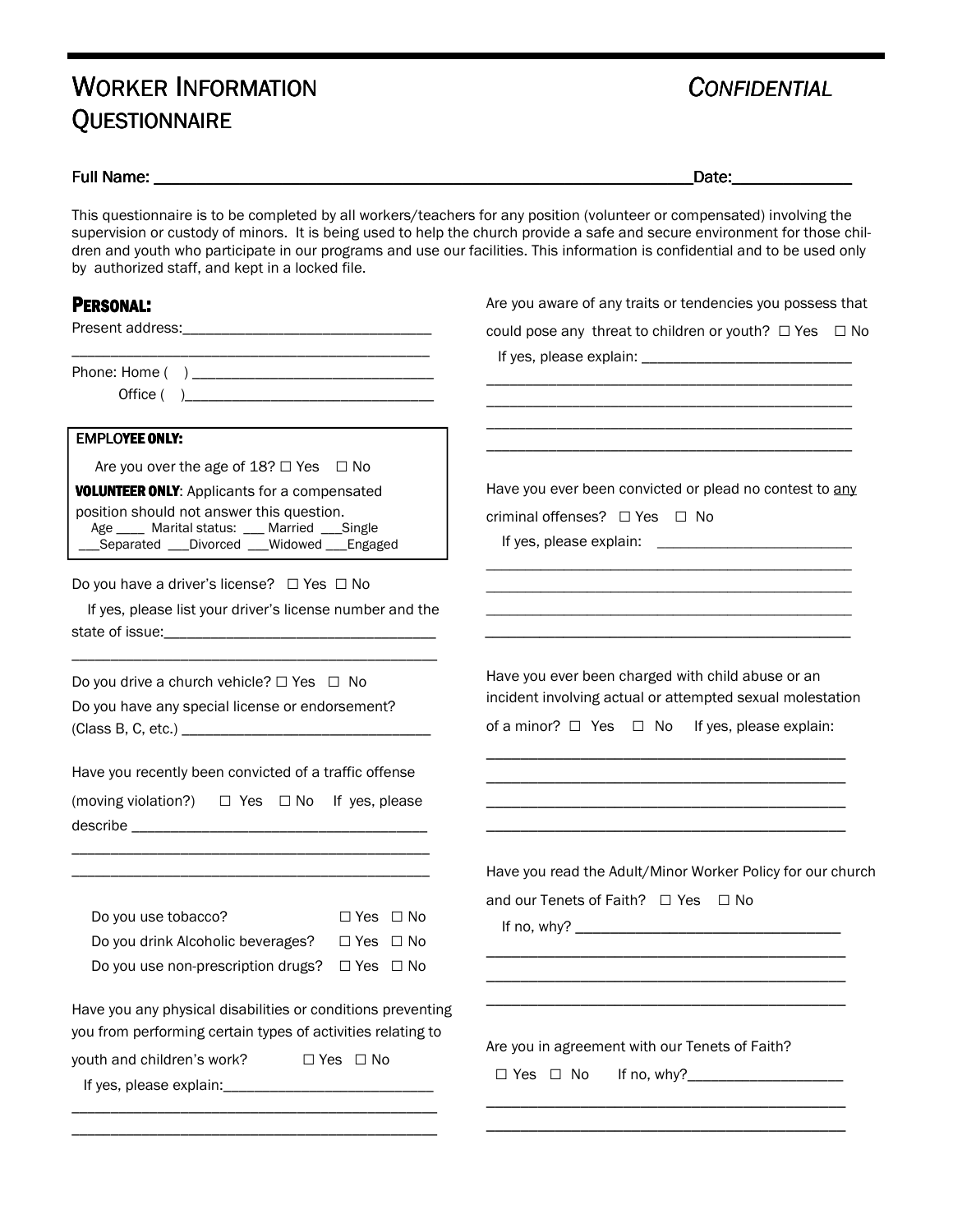# WORKER INFORMATION QUESTIONNAIRE

*CONFIDENTIAL*

Full Name: ______________________________________________________________ Date: _____________

This questionnaire is to be completed by all workers/teachers for any position (volunteer or compensated) involving the supervision or custody of minors. It is being used to help the church provide a safe and secure environment for those children and youth who participate in our programs and use our facilities. This information is confidential and to be used only by authorized staff, and kept in a locked file.

## PERSONAL:

Present address: _______________________________

_______________________________________________

Phone: Home ( ) _______________________________

Office ( ) _______________________________

**EMPLOYEE ONLY:**

Are you over the age of 18? ☐ Yes ☐ No

**VOLUNTEER ONLY**: Applicants for a compensated position should not answer this question.

Age ____ Marital status: ___ Married ___Single ___Separated ___Divorced ___Widowed ___Engaged

Do you have a driver's license? ☐ Yes ☐ No

If yes, please list your driver's license number and the state of issue: _________________________________

_______________________________________________

Do you drive a church vehicle? ☐ Yes ☐ No

Do you have any special license or endorsement? (Class B, C, etc.) _______________________________

Have you recently been convicted of a traffic offense (moving violation?) ☐ Yes ☐ No If yes, please describe ____________________________________

_______________________________________________

_______________________________________________

| | |
|---|---|
| Do you use tobacco? | ☐ Yes ☐ No |
| Do you drink Alcoholic beverages? | ☐ Yes ☐ No |
| Do you use non-prescription drugs? | ☐ Yes ☐ No |

Have you any physical disabilities or conditions preventing you from performing certain types of activities relating to youth and children's work? ☐ Yes ☐ No

If yes, please explain: __________________________

_______________________________________________

_______________________________________________

Are you aware of any traits or tendencies you possess that could pose any threat to children or youth? ☐ Yes ☐ No

If yes, please explain: __________________________

_______________________________________________

_______________________________________________

_______________________________________________

_______________________________________________

Have you ever been convicted or plead no contest to <u>any</u> criminal offenses? ☐ Yes ☐ No

If yes, please explain: __________________________

_______________________________________________

_______________________________________________

_______________________________________________

_______________________________________________

Have you ever been charged with child abuse or an incident involving actual or attempted sexual molestation of a minor? ☐ Yes ☐ No If yes, please explain:

_______________________________________________

_______________________________________________

_______________________________________________

_______________________________________________

Have you read the Adult/Minor Worker Policy for our church and our Tenets of Faith? ☐ Yes ☐ No

If no, why? ________________________________

_______________________________________________

_______________________________________________

_______________________________________________

Are you in agreement with our Tenets of Faith?

☐ Yes ☐ No If no, why? ___________________

_______________________________________________

_______________________________________________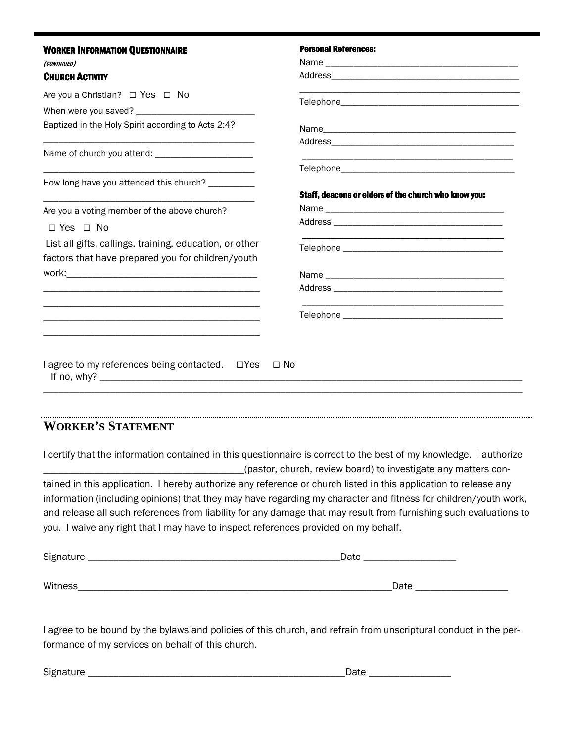## Worker Information Questionnaire

*(continued)*

### Church Activity

Are you a Christian? ☐ Yes ☐ No

When were you saved? ________________________

Baptized in the Holy Spirit according to Acts 2:4?

__________________________________________

Name of church you attend: ____________________

__________________________________________

How long have you attended this church? _________

__________________________________________

Are you a voting member of the above church?

☐ Yes ☐ No

List all gifts, callings, training, education, or other factors that have prepared you for children/youth work:_____________________________________

__________________________________________

__________________________________________

__________________________________________

__________________________________________

**Personal References:**

Name _________________________________________

Address________________________________________

_____________________________________________

Telephone______________________________________

Name__________________________________________

Address________________________________________

_____________________________________________

Telephone______________________________________

**Staff, deacons or elders of the church who know you:**

Name ____________________________________

Address __________________________________

_________________________________________

Telephone ________________________________

Name ____________________________________

Address __________________________________

_________________________________________

Telephone ________________________________

I agree to my references being contacted. ☐Yes ☐ No

If no, why? ______________________________________________________________________________

_____________________________________________________________________________________

## Worker's Statement

I certify that the information contained in this questionnaire is correct to the best of my knowledge. I authorize ______________________________________(pastor, church, review board) to investigate any matters contained in this application. I hereby authorize any reference or church listed in this application to release any information (including opinions) that they may have regarding my character and fitness for children/youth work, and release all such references from liability for any damage that may result from furnishing such evaluations to you. I waive any right that I may have to inspect references provided on my behalf.

Signature _________________________________________________Date _________________

Witness____________________________________________________________Date _________________

I agree to be bound by the bylaws and policies of this church, and refrain from unscriptural conduct in the performance of my services on behalf of this church.

Signature __________________________________________________Date _______________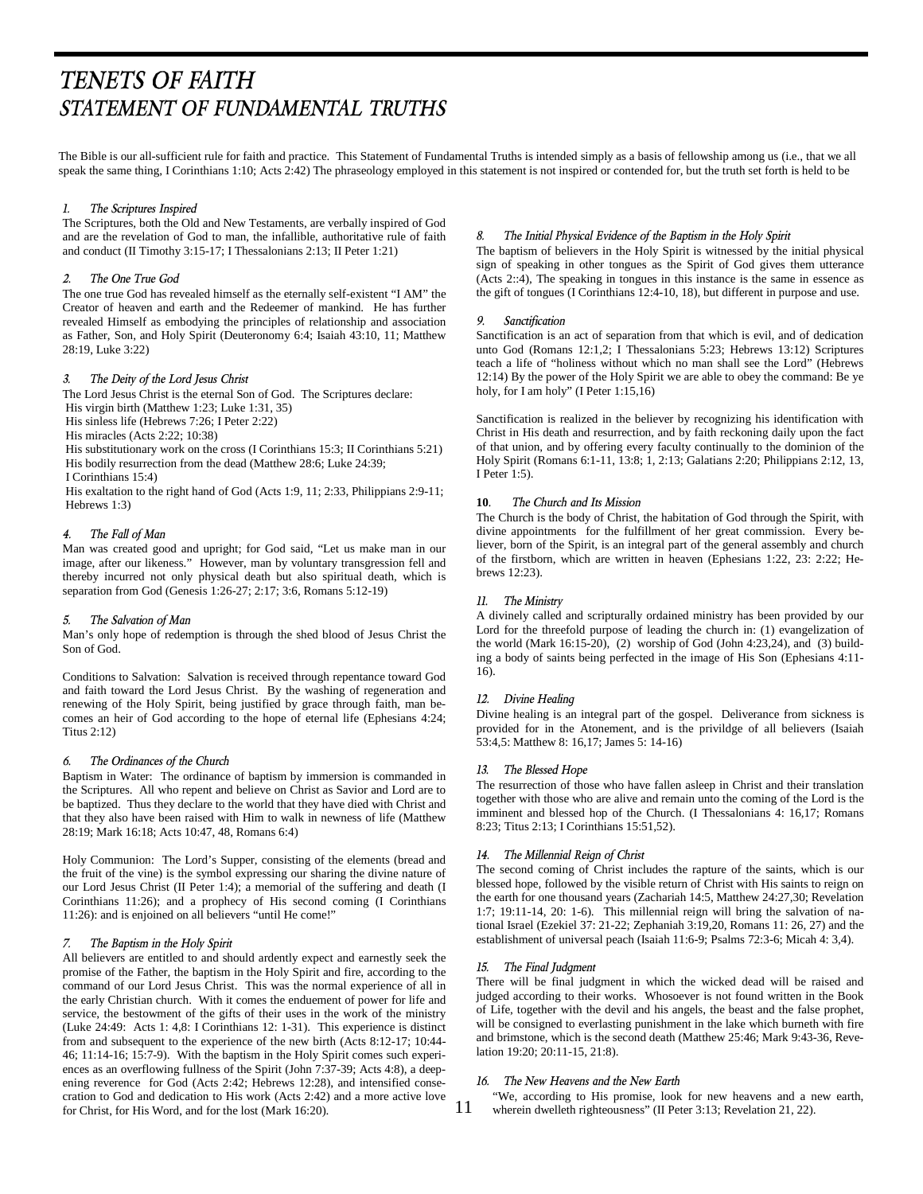# TENETS OF FAITH
# STATEMENT OF FUNDAMENTAL TRUTHS

The Bible is our all-sufficient rule for faith and practice. This Statement of Fundamental Truths is intended simply as a basis of fellowship among us (i.e., that we all speak the same thing, I Corinthians 1:10; Acts 2:42) The phraseology employed in this statement is not inspired or contended for, but the truth set forth is held to be

### *1. The Scriptures Inspired*

The Scriptures, both the Old and New Testaments, are verbally inspired of God and are the revelation of God to man, the infallible, authoritative rule of faith and conduct (II Timothy 3:15-17; I Thessalonians 2:13; II Peter 1:21)

### *2. The One True God*

The one true God has revealed himself as the eternally self-existent "I AM" the Creator of heaven and earth and the Redeemer of mankind. He has further revealed Himself as embodying the principles of relationship and association as Father, Son, and Holy Spirit (Deuteronomy 6:4; Isaiah 43:10, 11; Matthew 28:19, Luke 3:22)

### *3. The Deity of the Lord Jesus Christ*

The Lord Jesus Christ is the eternal Son of God. The Scriptures declare:
His virgin birth (Matthew 1:23; Luke 1:31, 35)
His sinless life (Hebrews 7:26; I Peter 2:22)
His miracles (Acts 2:22; 10:38)
His substitutionary work on the cross (I Corinthians 15:3; II Corinthians 5:21)
His bodily resurrection from the dead (Matthew 28:6; Luke 24:39; I Corinthians 15:4)
His exaltation to the right hand of God (Acts 1:9, 11; 2:33, Philippians 2:9-11; Hebrews 1:3)

### *4. The Fall of Man*

Man was created good and upright; for God said, "Let us make man in our image, after our likeness." However, man by voluntary transgression fell and thereby incurred not only physical death but also spiritual death, which is separation from God (Genesis 1:26-27; 2:17; 3:6, Romans 5:12-19)

### *5. The Salvation of Man*

Man's only hope of redemption is through the shed blood of Jesus Christ the Son of God.

Conditions to Salvation: Salvation is received through repentance toward God and faith toward the Lord Jesus Christ. By the washing of regeneration and renewing of the Holy Spirit, being justified by grace through faith, man becomes an heir of God according to the hope of eternal life (Ephesians 4:24; Titus 2:12)

### *6. The Ordinances of the Church*

Baptism in Water: The ordinance of baptism by immersion is commanded in the Scriptures. All who repent and believe on Christ as Savior and Lord are to be baptized. Thus they declare to the world that they have died with Christ and that they also have been raised with Him to walk in newness of life (Matthew 28:19; Mark 16:18; Acts 10:47, 48, Romans 6:4)

Holy Communion: The Lord's Supper, consisting of the elements (bread and the fruit of the vine) is the symbol expressing our sharing the divine nature of our Lord Jesus Christ (II Peter 1:4); a memorial of the suffering and death (I Corinthians 11:26); and a prophecy of His second coming (I Corinthians 11:26): and is enjoined on all believers "until He come!"

### *7. The Baptism in the Holy Spirit*

All believers are entitled to and should ardently expect and earnestly seek the promise of the Father, the baptism in the Holy Spirit and fire, according to the command of our Lord Jesus Christ. This was the normal experience of all in the early Christian church. With it comes the enduement of power for life and service, the bestowment of the gifts of their uses in the work of the ministry (Luke 24:49: Acts 1: 4,8: I Corinthians 12: 1-31). This experience is distinct from and subsequent to the experience of the new birth (Acts 8:12-17; 10:44-46; 11:14-16; 15:7-9). With the baptism in the Holy Spirit comes such experiences as an overflowing fullness of the Spirit (John 7:37-39; Acts 4:8), a deepening reverence for God (Acts 2:42; Hebrews 12:28), and intensified consecration to God and dedication to His work (Acts 2:42) and a more active love for Christ, for His Word, and for the lost (Mark 16:20).

### *8. The Initial Physical Evidence of the Baptism in the Holy Spirit*

The baptism of believers in the Holy Spirit is witnessed by the initial physical sign of speaking in other tongues as the Spirit of God gives them utterance (Acts 2::4), The speaking in tongues in this instance is the same in essence as the gift of tongues (I Corinthians 12:4-10, 18), but different in purpose and use.

### *9. Sanctification*

Sanctification is an act of separation from that which is evil, and of dedication unto God (Romans 12:1,2; I Thessalonians 5:23; Hebrews 13:12) Scriptures teach a life of "holiness without which no man shall see the Lord" (Hebrews 12:14) By the power of the Holy Spirit we are able to obey the command: Be ye holy, for I am holy" (I Peter 1:15,16)

Sanctification is realized in the believer by recognizing his identification with Christ in His death and resurrection, and by faith reckoning daily upon the fact of that union, and by offering every faculty continually to the dominion of the Holy Spirit (Romans 6:1-11, 13:8; 1, 2:13; Galatians 2:20; Philippians 2:12, 13, I Peter 1:5).

### **10**. *The Church and Its Mission*

The Church is the body of Christ, the habitation of God through the Spirit, with divine appointments for the fulfillment of her great commission. Every believer, born of the Spirit, is an integral part of the general assembly and church of the firstborn, which are written in heaven (Ephesians 1:22, 23: 2:22; Hebrews 12:23).

### *11. The Ministry*

A divinely called and scripturally ordained ministry has been provided by our Lord for the threefold purpose of leading the church in: (1) evangelization of the world (Mark 16:15-20), (2) worship of God (John 4:23,24), and (3) building a body of saints being perfected in the image of His Son (Ephesians 4:11-16).

### *12. Divine Healing*

Divine healing is an integral part of the gospel. Deliverance from sickness is provided for in the Atonement, and is the privildge of all believers (Isaiah 53:4,5: Matthew 8: 16,17; James 5: 14-16)

### *13. The Blessed Hope*

The resurrection of those who have fallen asleep in Christ and their translation together with those who are alive and remain unto the coming of the Lord is the imminent and blessed hop of the Church. (I Thessalonians 4: 16,17; Romans 8:23; Titus 2:13; I Corinthians 15:51,52).

### *14. The Millennial Reign of Christ*

The second coming of Christ includes the rapture of the saints, which is our blessed hope, followed by the visible return of Christ with His saints to reign on the earth for one thousand years (Zachariah 14:5, Matthew 24:27,30; Revelation 1:7; 19:11-14, 20: 1-6). This millennial reign will bring the salvation of national Israel (Ezekiel 37: 21-22; Zephaniah 3:19,20, Romans 11: 26, 27) and the establishment of universal peach (Isaiah 11:6-9; Psalms 72:3-6; Micah 4: 3,4).

### *15. The Final Judgment*

There will be final judgment in which the wicked dead will be raised and judged according to their works. Whosoever is not found written in the Book of Life, together with the devil and his angels, the beast and the false prophet, will be consigned to everlasting punishment in the lake which burneth with fire and brimstone, which is the second death (Matthew 25:46; Mark 9:43-36, Revelation 19:20; 20:11-15, 21:8).

### *16. The New Heavens and the New Earth*

"We, according to His promise, look for new heavens and a new earth, wherein dwelleth righteousness" (II Peter 3:13; Revelation 21, 22).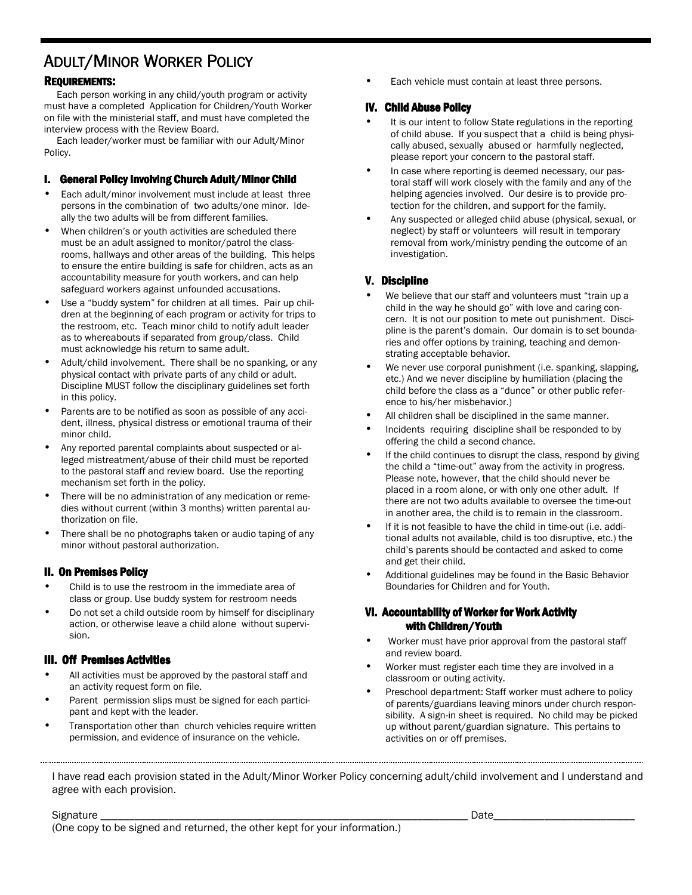# Adult/Minor Worker Policy

## Requirements:

Each person working in any child/youth program or activity must have a completed Application for Children/Youth Worker on file with the ministerial staff, and must have completed the interview process with the Review Board.

Each leader/worker must be familiar with our Adult/Minor Policy.

### I. General Policy Involving Church Adult/Minor Child

- Each adult/minor involvement must include at least three persons in the combination of two adults/one minor. Ideally the two adults will be from different families.
- When children's or youth activities are scheduled there must be an adult assigned to monitor/patrol the classrooms, hallways and other areas of the building. This helps to ensure the entire building is safe for children, acts as an accountability measure for youth workers, and can help safeguard workers against unfounded accusations.
- Use a "buddy system" for children at all times. Pair up children at the beginning of each program or activity for trips to the restroom, etc. Teach minor child to notify adult leader as to whereabouts if separated from group/class. Child must acknowledge his return to same adult.
- Adult/child involvement. There shall be no spanking, or any physical contact with private parts of any child or adult. Discipline MUST follow the disciplinary guidelines set forth in this policy.
- Parents are to be notified as soon as possible of any accident, illness, physical distress or emotional trauma of their minor child.
- Any reported parental complaints about suspected or alleged mistreatment/abuse of their child must be reported to the pastoral staff and review board. Use the reporting mechanism set forth in the policy.
- There will be no administration of any medication or remedies without current (within 3 months) written parental authorization on file.
- There shall be no photographs taken or audio taping of any minor without pastoral authorization.

### II. On Premises Policy

- Child is to use the restroom in the immediate area of class or group. Use buddy system for restroom needs
- Do not set a child outside room by himself for disciplinary action, or otherwise leave a child alone without supervision.

### III. Off Premises Activities

- All activities must be approved by the pastoral staff and an activity request form on file.
- Parent permission slips must be signed for each participant and kept with the leader.
- Transportation other than church vehicles require written permission, and evidence of insurance on the vehicle.
- Each vehicle must contain at least three persons.

### IV. Child Abuse Policy

- It is our intent to follow State regulations in the reporting of child abuse. If you suspect that a child is being physically abused, sexually abused or harmfully neglected, please report your concern to the pastoral staff.
- In case where reporting is deemed necessary, our pastoral staff will work closely with the family and any of the helping agencies involved. Our desire is to provide protection for the children, and support for the family.
- Any suspected or alleged child abuse (physical, sexual, or neglect) by staff or volunteers will result in temporary removal from work/ministry pending the outcome of an investigation.

### V. Discipline

- We believe that our staff and volunteers must "train up a child in the way he should go" with love and caring concern. It is not our position to mete out punishment. Discipline is the parent's domain. Our domain is to set boundaries and offer options by training, teaching and demonstrating acceptable behavior.
- We never use corporal punishment (i.e. spanking, slapping, etc.) And we never discipline by humiliation (placing the child before the class as a "dunce" or other public reference to his/her misbehavior.)
- All children shall be disciplined in the same manner.
- Incidents requiring discipline shall be responded to by offering the child a second chance.
- If the child continues to disrupt the class, respond by giving the child a "time-out" away from the activity in progress. Please note, however, that the child should never be placed in a room alone, or with only one other adult. If there are not two adults available to oversee the time-out in another area, the child is to remain in the classroom.
- If it is not feasible to have the child in time-out (i.e. additional adults not available, child is too disruptive, etc.) the child's parents should be contacted and asked to come and get their child.
- Additional guidelines may be found in the Basic Behavior Boundaries for Children and for Youth.

### VI. Accountability of Worker for Work Activity with Children/Youth

- Worker must have prior approval from the pastoral staff and review board.
- Worker must register each time they are involved in a classroom or outing activity.
- Preschool department: Staff worker must adhere to policy of parents/guardians leaving minors under church responsibility. A sign-in sheet is required. No child may be picked up without parent/guardian signature. This pertains to activities on or off premises.

---

I have read each provision stated in the Adult/Minor Worker Policy concerning adult/child involvement and I understand and agree with each provision.

Signature ____________________________________________ Date__________________________

(One copy to be signed and returned, the other kept for your information.)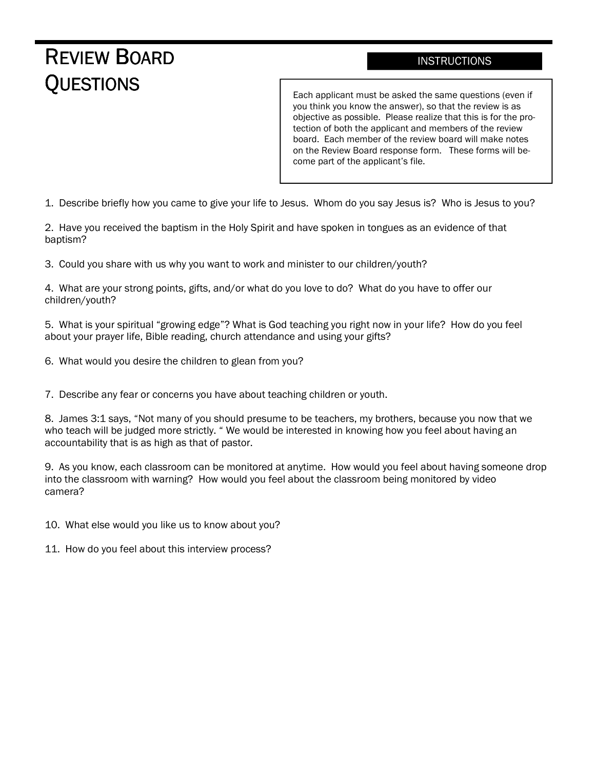# Review Board Questions

**INSTRUCTIONS**

Each applicant must be asked the same questions (even if you think you know the answer), so that the review is as objective as possible. Please realize that this is for the protection of both the applicant and members of the review board. Each member of the review board will make notes on the Review Board response form. These forms will become part of the applicant's file.

1. Describe briefly how you came to give your life to Jesus. Whom do you say Jesus is? Who is Jesus to you?

2. Have you received the baptism in the Holy Spirit and have spoken in tongues as an evidence of that baptism?

3. Could you share with us why you want to work and minister to our children/youth?

4. What are your strong points, gifts, and/or what do you love to do? What do you have to offer our children/youth?

5. What is your spiritual "growing edge"? What is God teaching you right now in your life? How do you feel about your prayer life, Bible reading, church attendance and using your gifts?

6. What would you desire the children to glean from you?

7. Describe any fear or concerns you have about teaching children or youth.

8. James 3:1 says, "Not many of you should presume to be teachers, my brothers, because you now that we who teach will be judged more strictly. " We would be interested in knowing how you feel about having an accountability that is as high as that of pastor.

9. As you know, each classroom can be monitored at anytime. How would you feel about having someone drop into the classroom with warning? How would you feel about the classroom being monitored by video camera?

10. What else would you like us to know about you?

11. How do you feel about this interview process?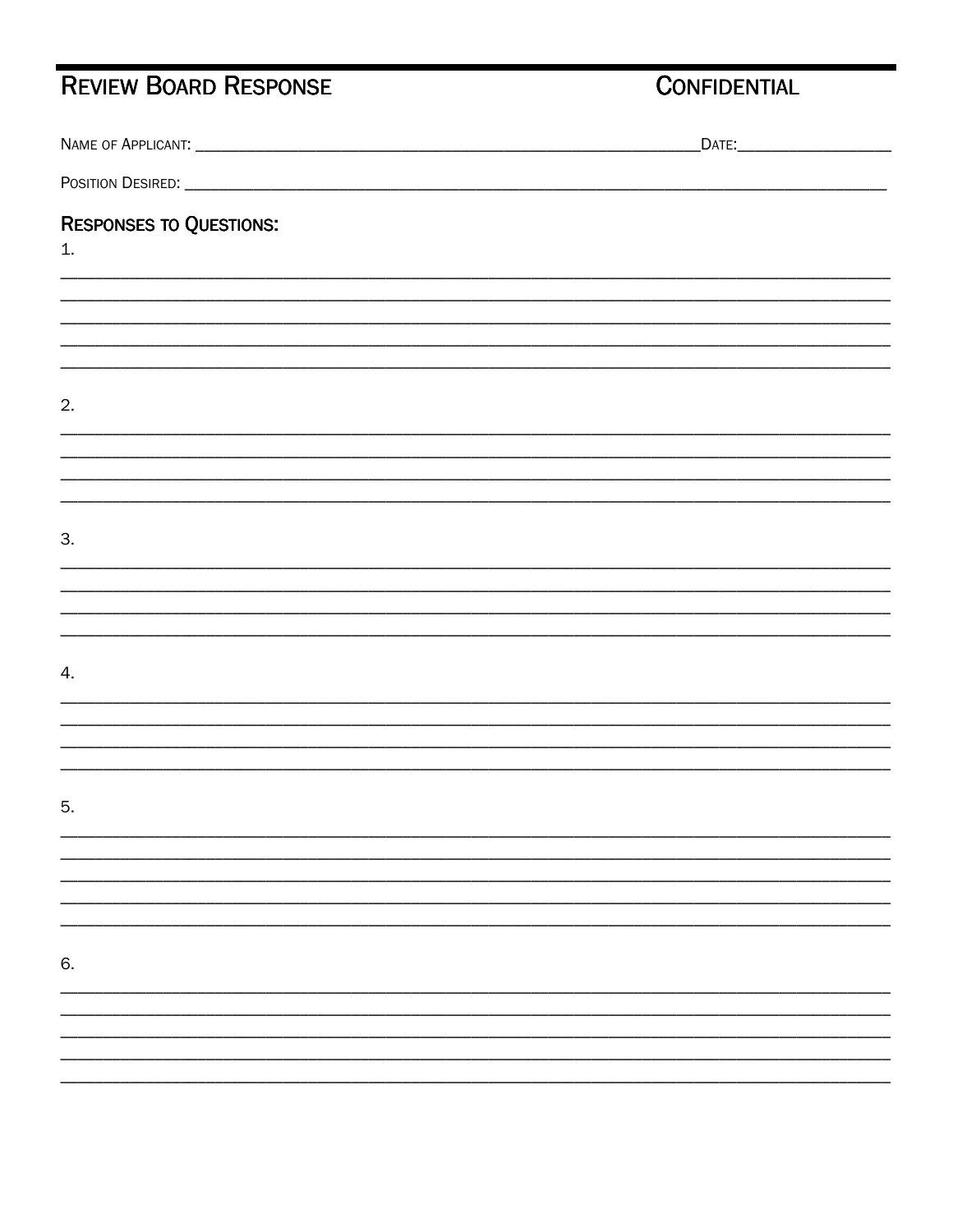# Review Board Response

**Confidential**

Name of Applicant: ____________________ Date: ____________

Position Desired: ____________________

## Responses to Questions:

1.

______________________________________________________________________
______________________________________________________________________
______________________________________________________________________
______________________________________________________________________
______________________________________________________________________

2.

______________________________________________________________________
______________________________________________________________________
______________________________________________________________________
______________________________________________________________________

3.

______________________________________________________________________
______________________________________________________________________
______________________________________________________________________
______________________________________________________________________

4.

______________________________________________________________________
______________________________________________________________________
______________________________________________________________________
______________________________________________________________________

5.

______________________________________________________________________
______________________________________________________________________
______________________________________________________________________
______________________________________________________________________
______________________________________________________________________

6.

______________________________________________________________________
______________________________________________________________________
______________________________________________________________________
______________________________________________________________________
______________________________________________________________________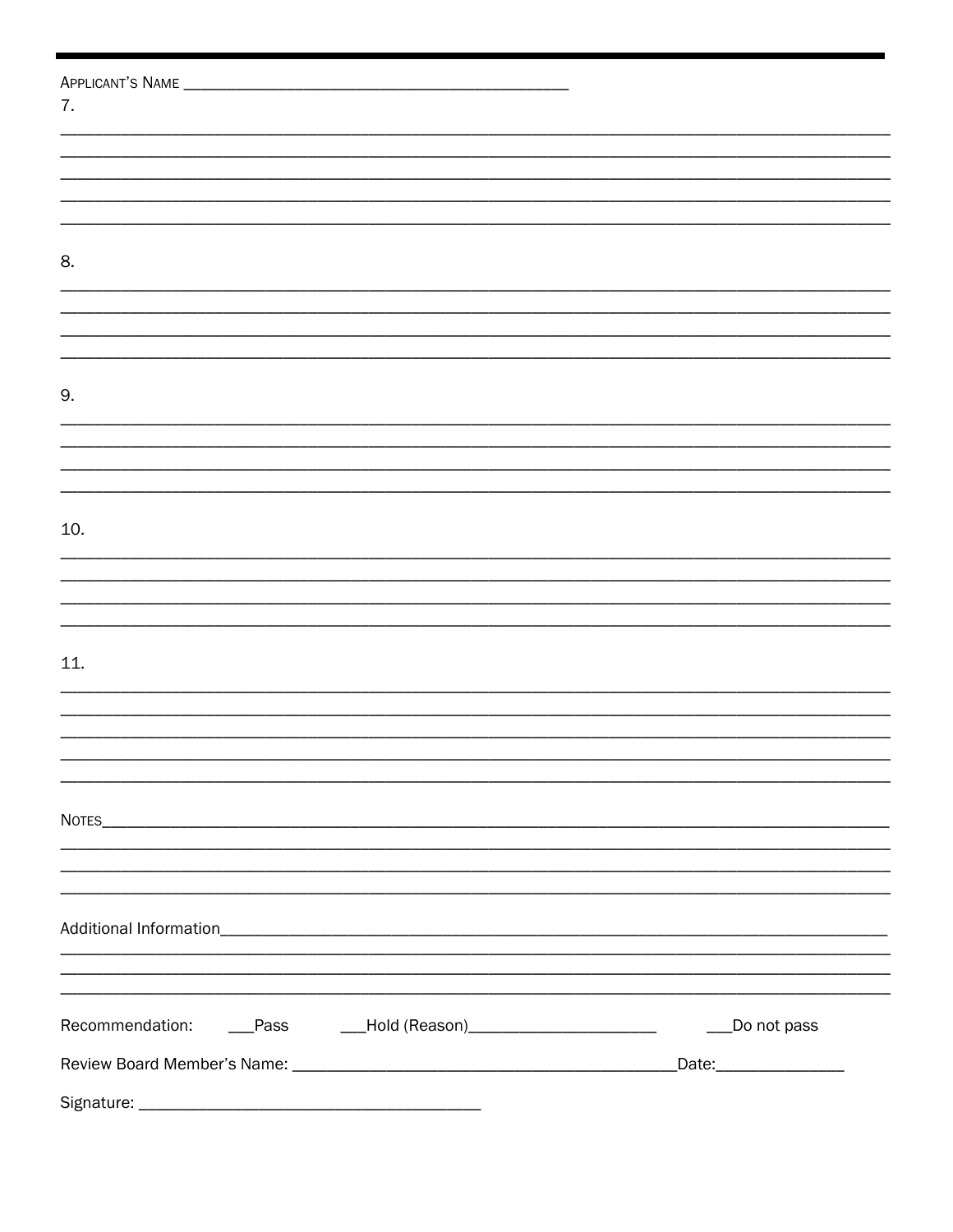APPLICANT'S NAME ____________________________________________

7.

______________________________________________________________________________________________
______________________________________________________________________________________________
______________________________________________________________________________________________
______________________________________________________________________________________________
______________________________________________________________________________________________

8.

______________________________________________________________________________________________
______________________________________________________________________________________________
______________________________________________________________________________________________
______________________________________________________________________________________________

9.

______________________________________________________________________________________________
______________________________________________________________________________________________
______________________________________________________________________________________________
______________________________________________________________________________________________

10.

______________________________________________________________________________________________
______________________________________________________________________________________________
______________________________________________________________________________________________
______________________________________________________________________________________________

11.

______________________________________________________________________________________________
______________________________________________________________________________________________
______________________________________________________________________________________________
______________________________________________________________________________________________
______________________________________________________________________________________________

NOTES_________________________________________________________________________________________
______________________________________________________________________________________________
______________________________________________________________________________________________
______________________________________________________________________________________________

Additional Information__________________________________________________________________________
______________________________________________________________________________________________
______________________________________________________________________________________________
______________________________________________________________________________________________

Recommendation: ___Pass ___Hold (Reason)______________________ ___Do not pass

Review Board Member's Name: ____________________________________________Date:_______________

Signature: ________________________________________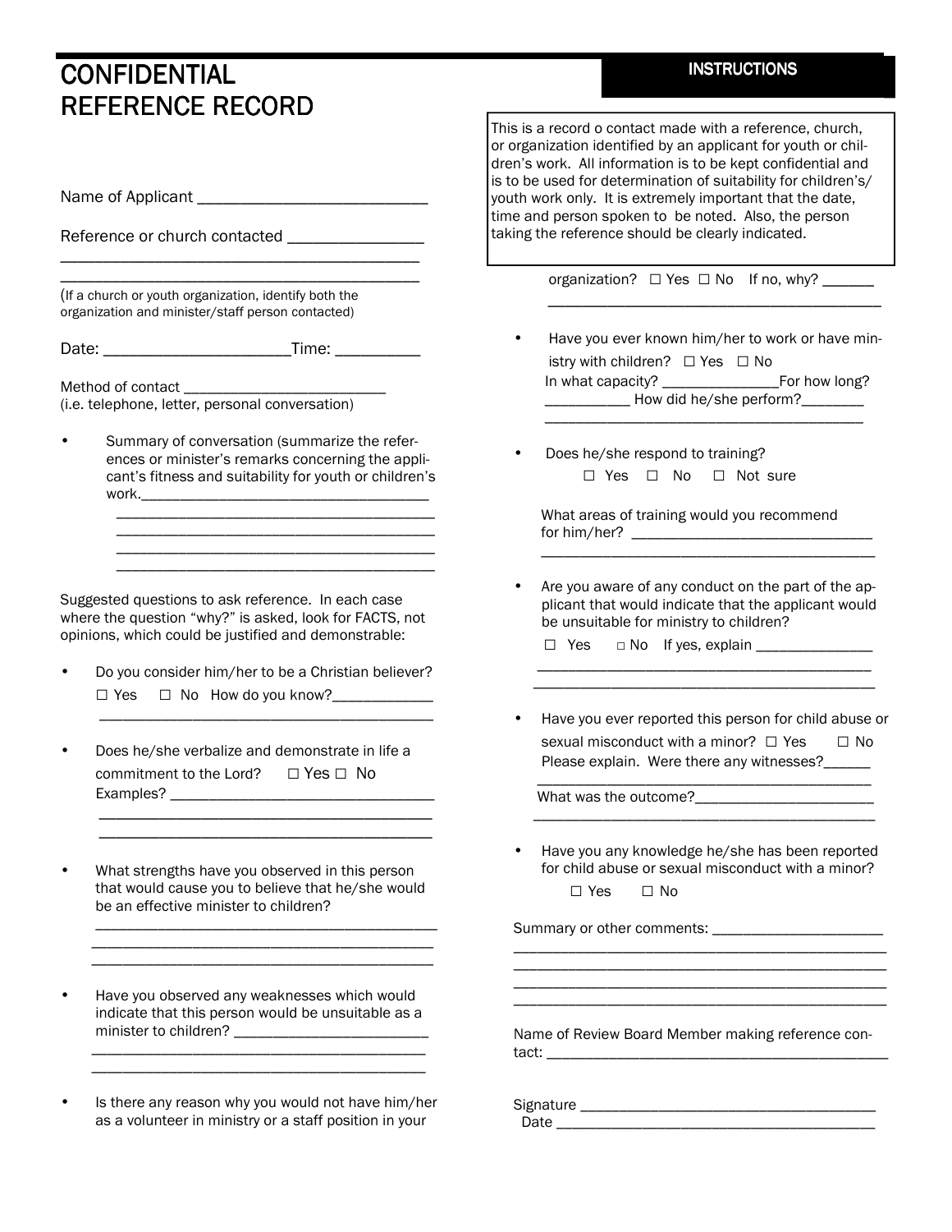# CONFIDENTIAL REFERENCE RECORD

## INSTRUCTIONS

This is a record o contact made with a reference, church, or organization identified by an applicant for youth or children's work. All information is to be kept confidential and is to be used for determination of suitability for children's/ youth work only. It is extremely important that the date, time and person spoken to be noted. Also, the person taking the reference should be clearly indicated.

Name of Applicant ___________________________

Reference or church contacted ________________
___________________________________________
___________________________________________

(If a church or youth organization, identify both the organization and minister/staff person contacted)

Date: _____________________Time: __________

Method of contact _________________________
(i.e. telephone, letter, personal conversation)

- Summary of conversation (summarize the references or minister's remarks concerning the applicant's fitness and suitability for youth or children's work.____________________________________
  ________________________________________
  ________________________________________
  ________________________________________
  ________________________________________

Suggested questions to ask reference. In each case where the question "why?" is asked, look for FACTS, not opinions, which could be justified and demonstrable:

- Do you consider him/her to be a Christian believer?
  ☐ Yes ☐ No How do you know?_____________
  ________________________________________

- Does he/she verbalize and demonstrate in life a commitment to the Lord? ☐ Yes ☐ No
  Examples? _________________________________
  ________________________________________
  ________________________________________

- What strengths have you observed in this person that would cause you to believe that he/she would be an effective minister to children?
  ________________________________________
  ________________________________________
  ________________________________________

- Have you observed any weaknesses which would indicate that this person would be unsuitable as a minister to children? ________________________
  ________________________________________
  ________________________________________

- Is there any reason why you would not have him/her as a volunteer in ministry or a staff position in your organization? ☐ Yes ☐ No If no, why? ______
  ________________________________________

- Have you ever known him/her to work or have ministry with children? ☐ Yes ☐ No
  In what capacity? _______________For how long?
  ___________ How did he/she perform?________
  ________________________________________

- Does he/she respond to training?
  ☐ Yes ☐ No ☐ Not sure

  What areas of training would you recommend for him/her? ________________________________
  ________________________________________

- Are you aware of any conduct on the part of the applicant that would indicate that the applicant would be unsuitable for ministry to children?
  ☐ Yes ☐ No If yes, explain _______________
  ________________________________________
  ________________________________________

- Have you ever reported this person for child abuse or sexual misconduct with a minor? ☐ Yes ☐ No
  Please explain. Were there any witnesses?______
  ________________________________________
  What was the outcome?______________________
  ________________________________________

- Have you any knowledge he/she has been reported for child abuse or sexual misconduct with a minor?
  ☐ Yes ☐ No

Summary or other comments: ______________________
_______________________________________________
_______________________________________________
_______________________________________________
_______________________________________________

Name of Review Board Member making reference contact: ____________________________________________

Signature ______________________________________
Date _________________________________________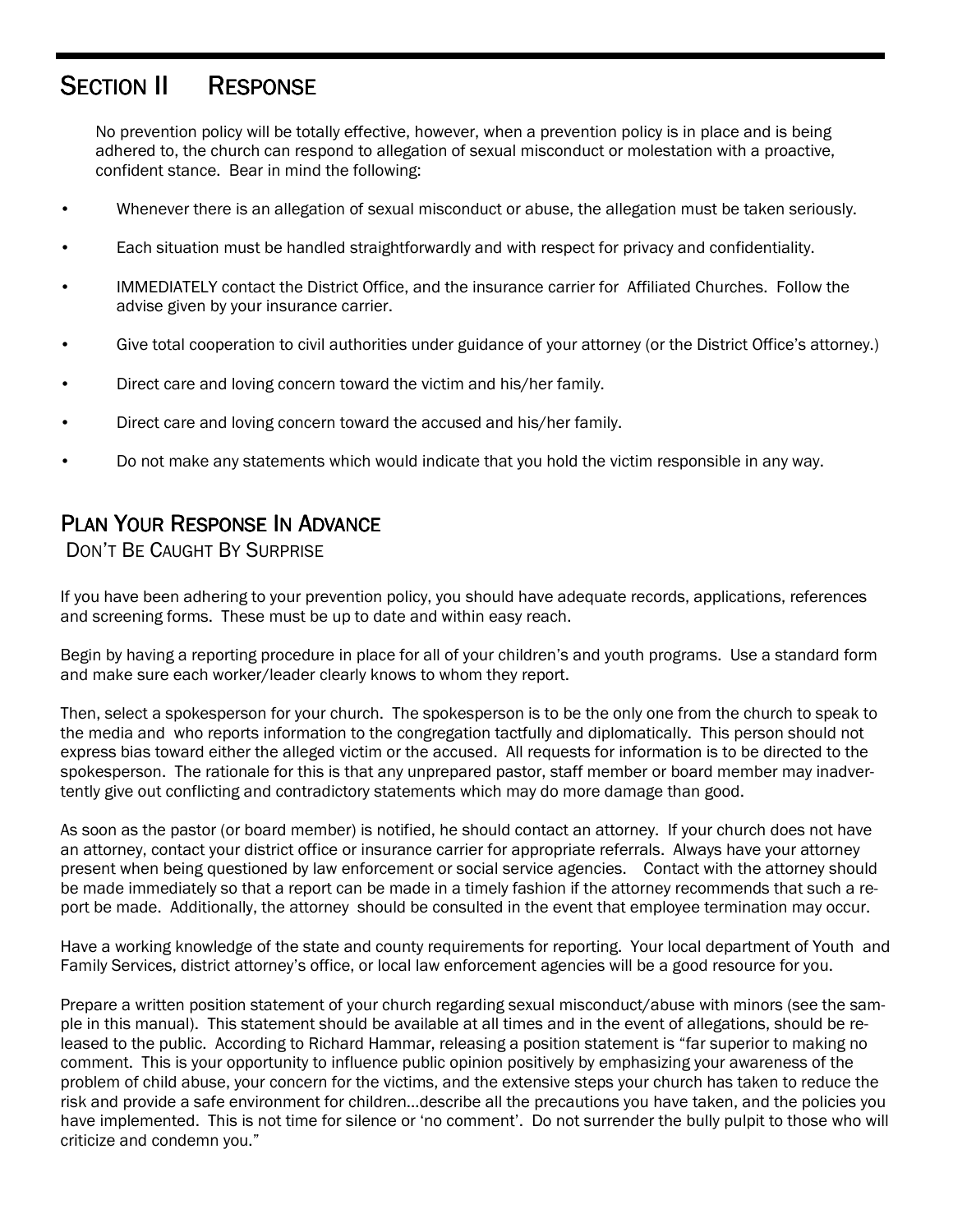# SECTION II RESPONSE

No prevention policy will be totally effective, however, when a prevention policy is in place and is being adhered to, the church can respond to allegation of sexual misconduct or molestation with a proactive, confident stance. Bear in mind the following:

- Whenever there is an allegation of sexual misconduct or abuse, the allegation must be taken seriously.
- Each situation must be handled straightforwardly and with respect for privacy and confidentiality.
- IMMEDIATELY contact the District Office, and the insurance carrier for Affiliated Churches. Follow the advise given by your insurance carrier.
- Give total cooperation to civil authorities under guidance of your attorney (or the District Office's attorney.)
- Direct care and loving concern toward the victim and his/her family.
- Direct care and loving concern toward the accused and his/her family.
- Do not make any statements which would indicate that you hold the victim responsible in any way.

## PLAN YOUR RESPONSE IN ADVANCE

### DON'T BE CAUGHT BY SURPRISE

If you have been adhering to your prevention policy, you should have adequate records, applications, references and screening forms. These must be up to date and within easy reach.

Begin by having a reporting procedure in place for all of your children's and youth programs. Use a standard form and make sure each worker/leader clearly knows to whom they report.

Then, select a spokesperson for your church. The spokesperson is to be the only one from the church to speak to the media and who reports information to the congregation tactfully and diplomatically. This person should not express bias toward either the alleged victim or the accused. All requests for information is to be directed to the spokesperson. The rationale for this is that any unprepared pastor, staff member or board member may inadvertently give out conflicting and contradictory statements which may do more damage than good.

As soon as the pastor (or board member) is notified, he should contact an attorney. If your church does not have an attorney, contact your district office or insurance carrier for appropriate referrals. Always have your attorney present when being questioned by law enforcement or social service agencies. Contact with the attorney should be made immediately so that a report can be made in a timely fashion if the attorney recommends that such a report be made. Additionally, the attorney should be consulted in the event that employee termination may occur.

Have a working knowledge of the state and county requirements for reporting. Your local department of Youth and Family Services, district attorney's office, or local law enforcement agencies will be a good resource for you.

Prepare a written position statement of your church regarding sexual misconduct/abuse with minors (see the sample in this manual). This statement should be available at all times and in the event of allegations, should be released to the public. According to Richard Hammar, releasing a position statement is "far superior to making no comment. This is your opportunity to influence public opinion positively by emphasizing your awareness of the problem of child abuse, your concern for the victims, and the extensive steps your church has taken to reduce the risk and provide a safe environment for children…describe all the precautions you have taken, and the policies you have implemented. This is not time for silence or 'no comment'. Do not surrender the bully pulpit to those who will criticize and condemn you."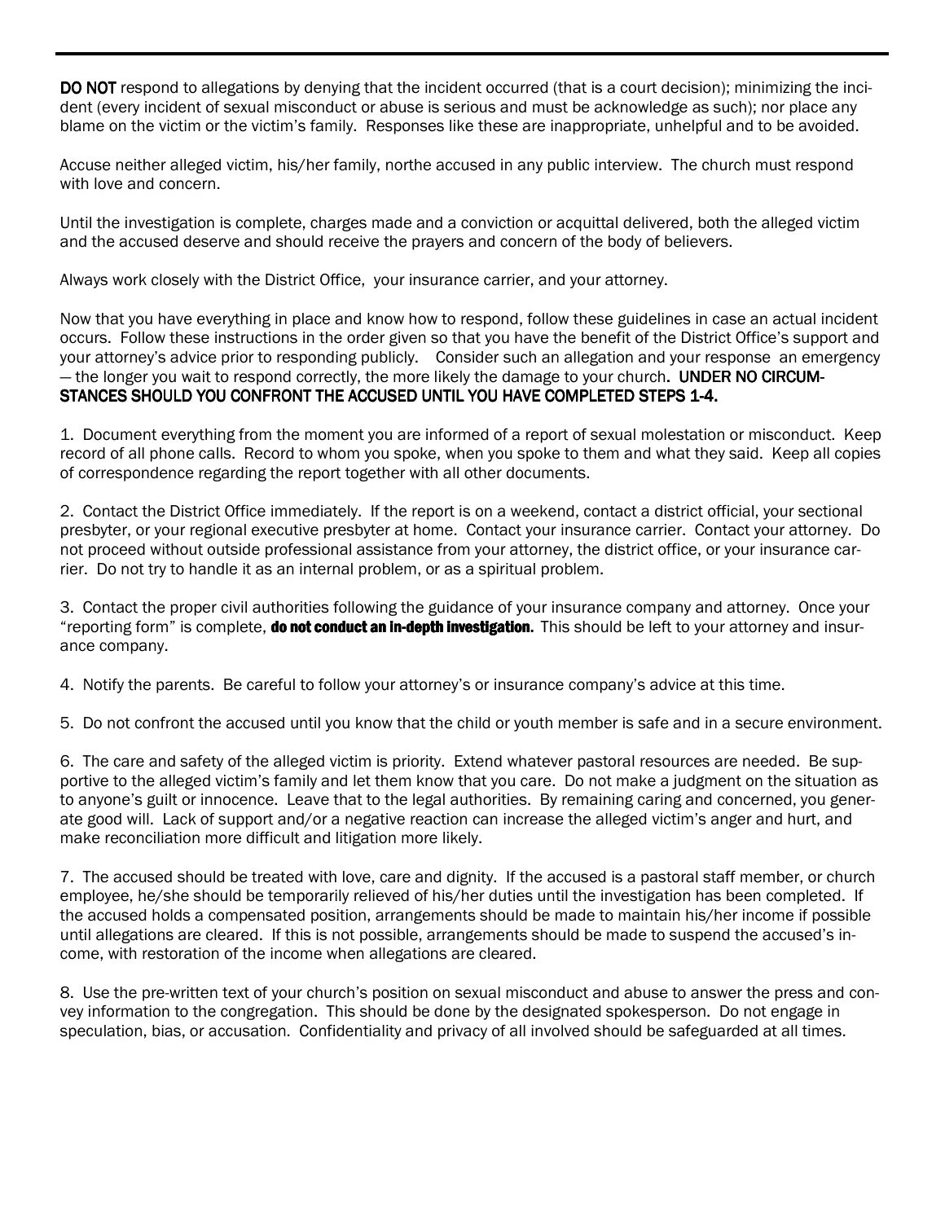**DO NOT** respond to allegations by denying that the incident occurred (that is a court decision); minimizing the incident (every incident of sexual misconduct or abuse is serious and must be acknowledge as such); nor place any blame on the victim or the victim's family. Responses like these are inappropriate, unhelpful and to be avoided.

Accuse neither alleged victim, his/her family, northe accused in any public interview. The church must respond with love and concern.

Until the investigation is complete, charges made and a conviction or acquittal delivered, both the alleged victim and the accused deserve and should receive the prayers and concern of the body of believers.

Always work closely with the District Office, your insurance carrier, and your attorney.

Now that you have everything in place and know how to respond, follow these guidelines in case an actual incident occurs. Follow these instructions in the order given so that you have the benefit of the District Office's support and your attorney's advice prior to responding publicly. Consider such an allegation and your response an emergency — the longer you wait to respond correctly, the more likely the damage to your church. **UNDER NO CIRCUMSTANCES SHOULD YOU CONFRONT THE ACCUSED UNTIL YOU HAVE COMPLETED STEPS 1-4.**

1. Document everything from the moment you are informed of a report of sexual molestation or misconduct. Keep record of all phone calls. Record to whom you spoke, when you spoke to them and what they said. Keep all copies of correspondence regarding the report together with all other documents.

2. Contact the District Office immediately. If the report is on a weekend, contact a district official, your sectional presbyter, or your regional executive presbyter at home. Contact your insurance carrier. Contact your attorney. Do not proceed without outside professional assistance from your attorney, the district office, or your insurance carrier. Do not try to handle it as an internal problem, or as a spiritual problem.

3. Contact the proper civil authorities following the guidance of your insurance company and attorney. Once your "reporting form" is complete, **do not conduct an in-depth investigation.** This should be left to your attorney and insurance company.

4. Notify the parents. Be careful to follow your attorney's or insurance company's advice at this time.

5. Do not confront the accused until you know that the child or youth member is safe and in a secure environment.

6. The care and safety of the alleged victim is priority. Extend whatever pastoral resources are needed. Be supportive to the alleged victim's family and let them know that you care. Do not make a judgment on the situation as to anyone's guilt or innocence. Leave that to the legal authorities. By remaining caring and concerned, you generate good will. Lack of support and/or a negative reaction can increase the alleged victim's anger and hurt, and make reconciliation more difficult and litigation more likely.

7. The accused should be treated with love, care and dignity. If the accused is a pastoral staff member, or church employee, he/she should be temporarily relieved of his/her duties until the investigation has been completed. If the accused holds a compensated position, arrangements should be made to maintain his/her income if possible until allegations are cleared. If this is not possible, arrangements should be made to suspend the accused's income, with restoration of the income when allegations are cleared.

8. Use the pre-written text of your church's position on sexual misconduct and abuse to answer the press and convey information to the congregation. This should be done by the designated spokesperson. Do not engage in speculation, bias, or accusation. Confidentiality and privacy of all involved should be safeguarded at all times.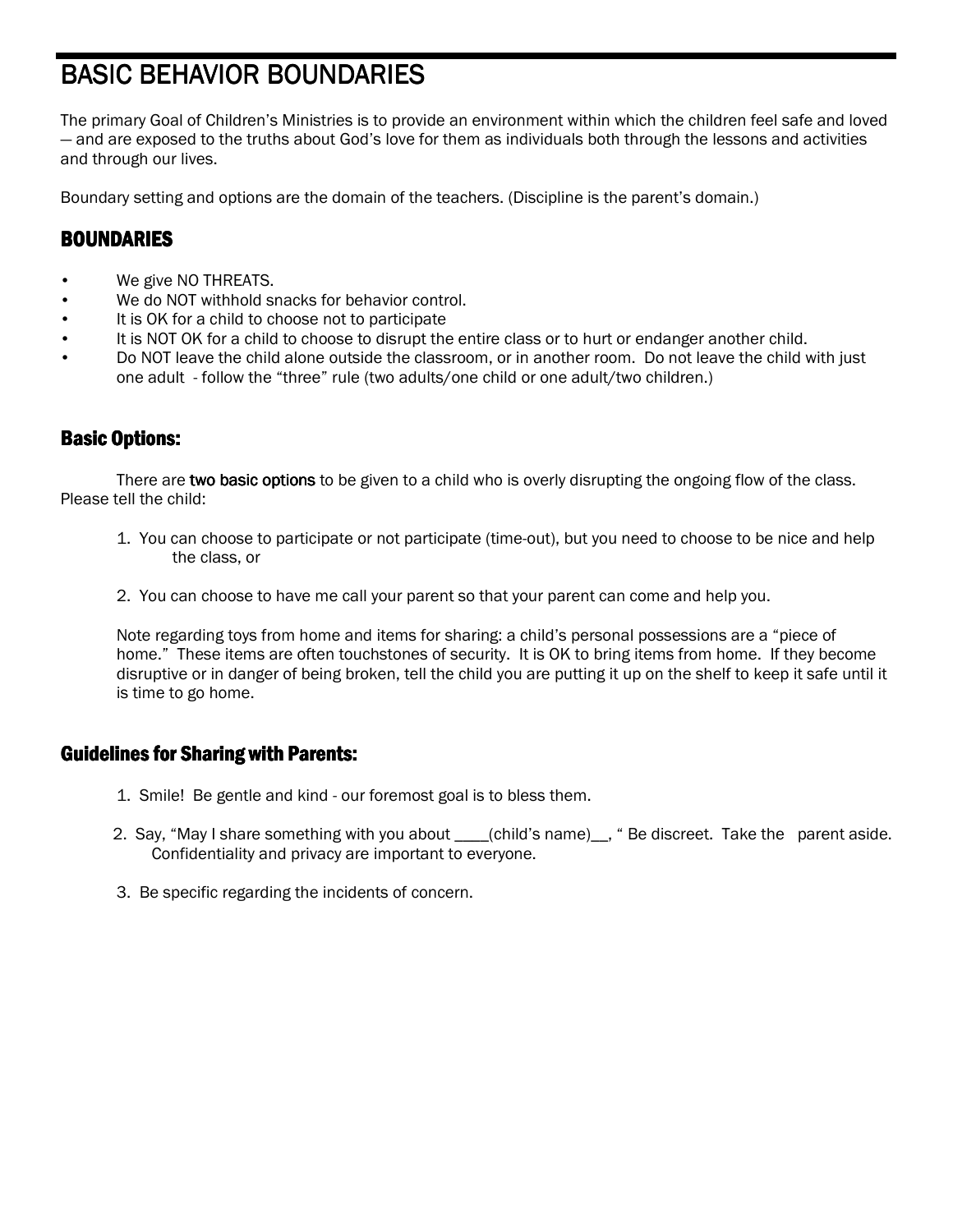# BASIC BEHAVIOR BOUNDARIES

The primary Goal of Children's Ministries is to provide an environment within which the children feel safe and loved — and are exposed to the truths about God's love for them as individuals both through the lessons and activities and through our lives.

Boundary setting and options are the domain of the teachers. (Discipline is the parent's domain.)

## BOUNDARIES

- We give NO THREATS.
- We do NOT withhold snacks for behavior control.
- It is OK for a child to choose not to participate
- It is NOT OK for a child to choose to disrupt the entire class or to hurt or endanger another child.
- Do NOT leave the child alone outside the classroom, or in another room. Do not leave the child with just one adult - follow the "three" rule (two adults/one child or one adult/two children.)

## Basic Options:

There are **two basic options** to be given to a child who is overly disrupting the ongoing flow of the class. Please tell the child:

1. You can choose to participate or not participate (time-out), but you need to choose to be nice and help the class, or

2. You can choose to have me call your parent so that your parent can come and help you.

Note regarding toys from home and items for sharing: a child's personal possessions are a "piece of home." These items are often touchstones of security. It is OK to bring items from home. If they become disruptive or in danger of being broken, tell the child you are putting it up on the shelf to keep it safe until it is time to go home.

## Guidelines for Sharing with Parents:

1. Smile! Be gentle and kind - our foremost goal is to bless them.

2. Say, "May I share something with you about ____(child's name)__, " Be discreet. Take the parent aside. Confidentiality and privacy are important to everyone.

3. Be specific regarding the incidents of concern.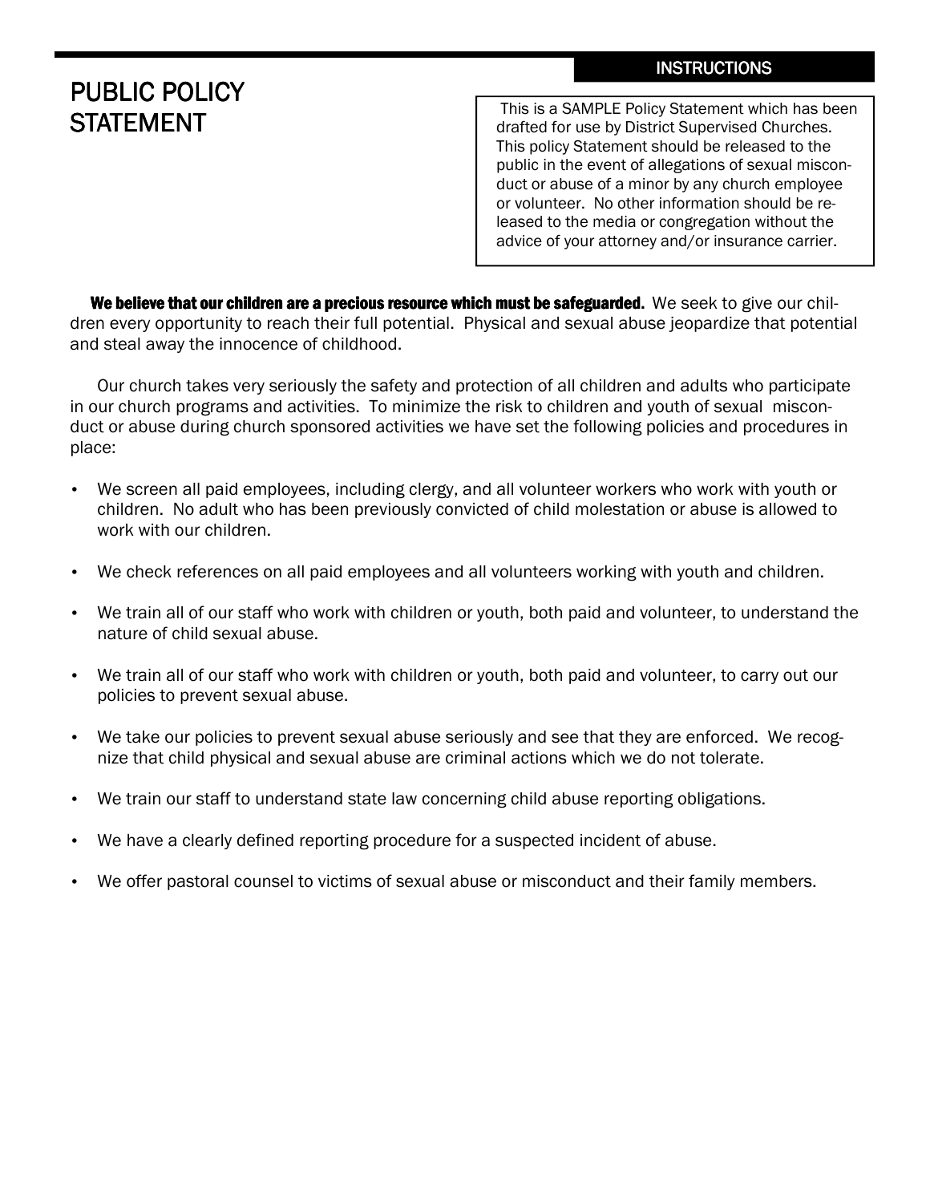# PUBLIC POLICY STATEMENT

**INSTRUCTIONS**

This is a SAMPLE Policy Statement which has been drafted for use by District Supervised Churches. This policy Statement should be released to the public in the event of allegations of sexual misconduct or abuse of a minor by any church employee or volunteer. No other information should be released to the media or congregation without the advice of your attorney and/or insurance carrier.

**We believe that our children are a precious resource which must be safeguarded.** We seek to give our children every opportunity to reach their full potential. Physical and sexual abuse jeopardize that potential and steal away the innocence of childhood.

Our church takes very seriously the safety and protection of all children and adults who participate in our church programs and activities. To minimize the risk to children and youth of sexual misconduct or abuse during church sponsored activities we have set the following policies and procedures in place:

- We screen all paid employees, including clergy, and all volunteer workers who work with youth or children. No adult who has been previously convicted of child molestation or abuse is allowed to work with our children.
- We check references on all paid employees and all volunteers working with youth and children.
- We train all of our staff who work with children or youth, both paid and volunteer, to understand the nature of child sexual abuse.
- We train all of our staff who work with children or youth, both paid and volunteer, to carry out our policies to prevent sexual abuse.
- We take our policies to prevent sexual abuse seriously and see that they are enforced. We recognize that child physical and sexual abuse are criminal actions which we do not tolerate.
- We train our staff to understand state law concerning child abuse reporting obligations.
- We have a clearly defined reporting procedure for a suspected incident of abuse.
- We offer pastoral counsel to victims of sexual abuse or misconduct and their family members.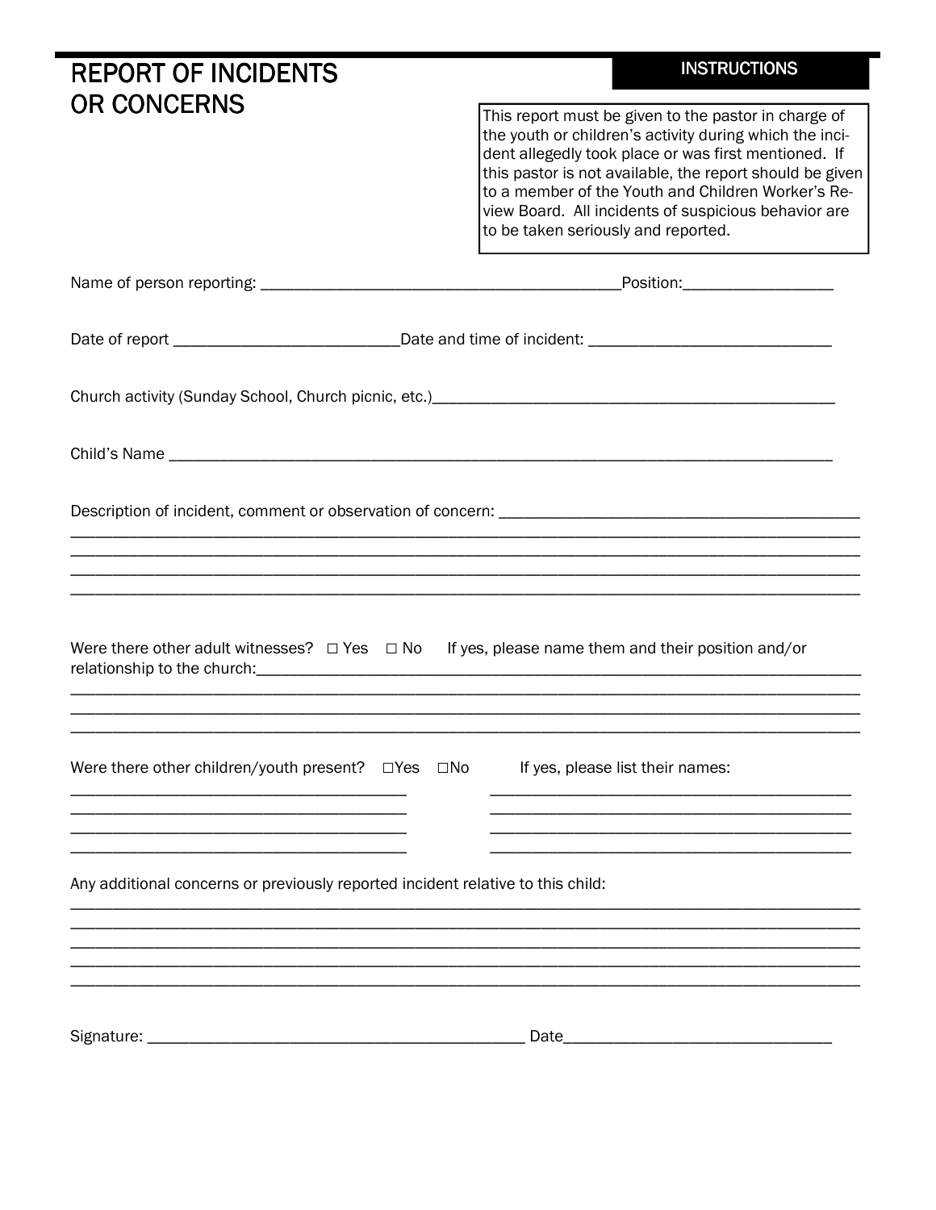# REPORT OF INCIDENTS OR CONCERNS

**INSTRUCTIONS**

This report must be given to the pastor in charge of the youth or children's activity during which the incident allegedly took place or was first mentioned. If this pastor is not available, the report should be given to a member of the Youth and Children Worker's Review Board. All incidents of suspicious behavior are to be taken seriously and reported.

Name of person reporting: ___________________________________________Position:__________________

Date of report ___________________________Date and time of incident: _____________________________

Church activity (Sunday School, Church picnic, etc.)_________________________________________________

Child's Name ________________________________________________________________________________

Description of incident, comment or observation of concern: ____________________________________________
________________________________________________________________________________________________
________________________________________________________________________________________________
________________________________________________________________________________________________
________________________________________________________________________________________________

Were there other adult witnesses? ☐ Yes ☐ No If yes, please name them and their position and/or relationship to the church:_________________________________________________________________________
________________________________________________________________________________________________
________________________________________________________________________________________________
________________________________________________________________________________________________

Were there other children/youth present? ☐Yes ☐No If yes, please list their names:

________________________________________ ________________________________________
________________________________________ ________________________________________
________________________________________ ________________________________________
________________________________________ ________________________________________

Any additional concerns or previously reported incident relative to this child:
________________________________________________________________________________________________
________________________________________________________________________________________________
________________________________________________________________________________________________
________________________________________________________________________________________________
________________________________________________________________________________________________

Signature: _____________________________________________ Date_________________________________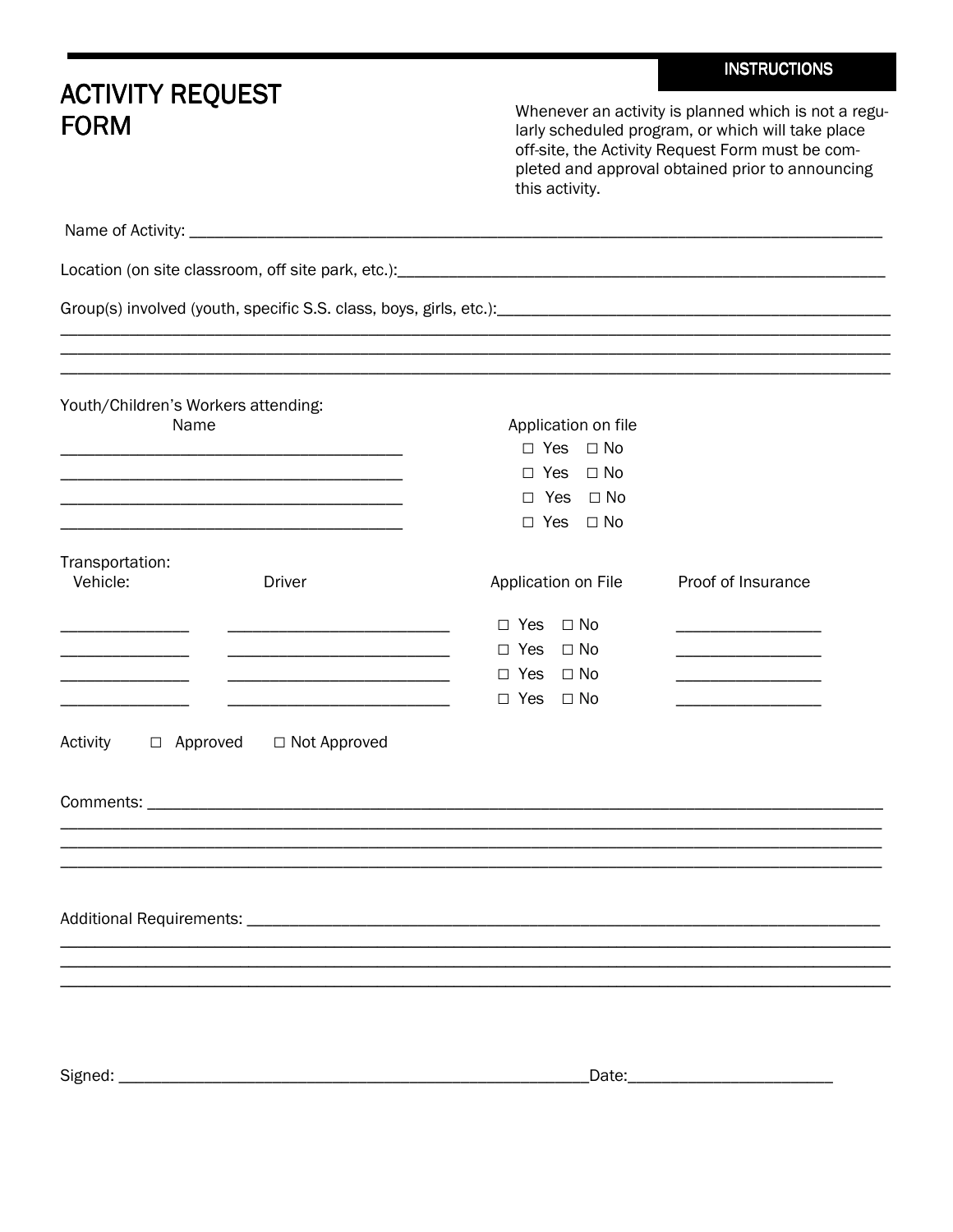# ACTIVITY REQUEST FORM

**INSTRUCTIONS**

Whenever an activity is planned which is not a regularly scheduled program, or which will take place off-site, the Activity Request Form must be completed and approval obtained prior to announcing this activity.

Name of Activity: ______________________________________________________________________________

Location (on site classroom, off site park, etc.):______________________________________________________

Group(s) involved (youth, specific S.S. class, boys, girls, etc.):____________________________________________
_____________________________________________________________________________________________
_____________________________________________________________________________________________
_____________________________________________________________________________________________

Youth/Children's Workers attending:

| Name | Application on file |
|---|---|
| ________________________________ | ☐ Yes ☐ No |
| ________________________________ | ☐ Yes ☐ No |
| ________________________________ | ☐ Yes ☐ No |
| ________________________________ | ☐ Yes ☐ No |

Transportation:

| Vehicle: | Driver | Application on File | Proof of Insurance |
|---|---|---|---|
| ____________ | ____________________ | ☐ Yes ☐ No | ______________ |
| ____________ | ____________________ | ☐ Yes ☐ No | ______________ |
| ____________ | ____________________ | ☐ Yes ☐ No | ______________ |
| ____________ | ____________________ | ☐ Yes ☐ No | ______________ |

Activity ☐ Approved ☐ Not Approved

Comments: ___________________________________________________________________________________
_____________________________________________________________________________________________
_____________________________________________________________________________________________
_____________________________________________________________________________________________

Additional Requirements: _____________________________________________________________________
_____________________________________________________________________________________________
_____________________________________________________________________________________________
_____________________________________________________________________________________________

Signed: ___________________________________________Date:___________________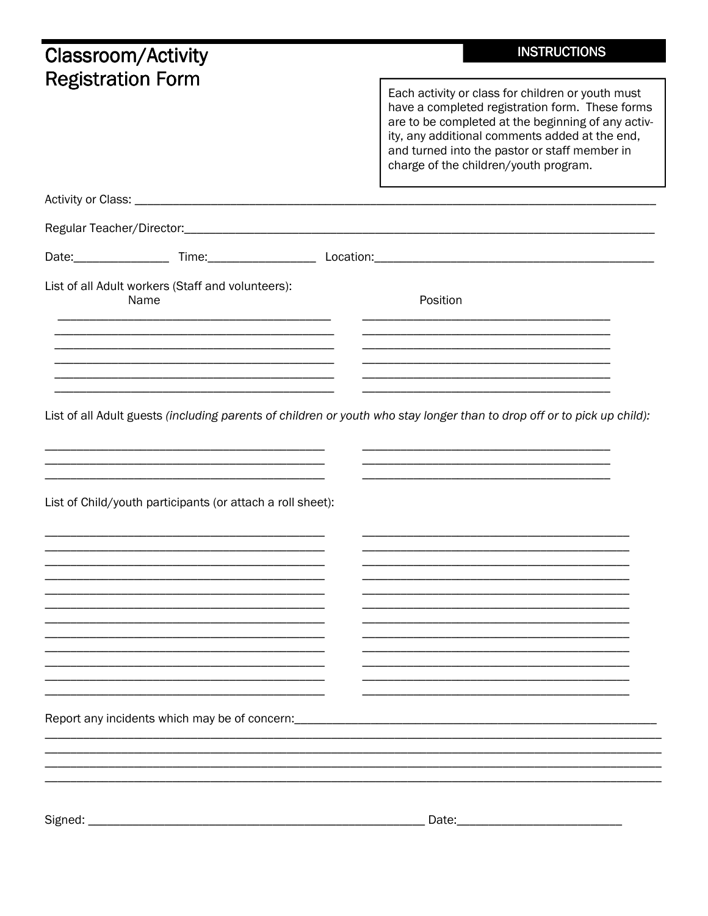# Classroom/Activity Registration Form

**INSTRUCTIONS**

Each activity or class for children or youth must have a completed registration form. These forms are to be completed at the beginning of any activity, any additional comments added at the end, and turned into the pastor or staff member in charge of the children/youth program.

Activity or Class: ___________________________________________________________________________

Regular Teacher/Director:_____________________________________________________________________

Date:_______________ Time:________________ Location:__________________________________________

List of all Adult workers (Staff and volunteers):

| Name | Position |
| --- | --- |
| ________________________________________ | ____________________________________ |
| ________________________________________ | ____________________________________ |
| ________________________________________ | ____________________________________ |
| ________________________________________ | ____________________________________ |
| ________________________________________ | ____________________________________ |
| ________________________________________ | ____________________________________ |

List of all Adult guests *(including parents of children or youth who stay longer than to drop off or to pick up child):*

________________________________________ ____________________________________
________________________________________ ____________________________________
________________________________________ ____________________________________

List of Child/youth participants (or attach a roll sheet):

________________________________________ ______________________________________
________________________________________ ______________________________________
________________________________________ ______________________________________
________________________________________ ______________________________________
________________________________________ ______________________________________
________________________________________ ______________________________________
________________________________________ ______________________________________
________________________________________ ______________________________________
________________________________________ ______________________________________
________________________________________ ______________________________________
________________________________________ ______________________________________
________________________________________ ______________________________________

Report any incidents which may be of concern:____________________________________________________
_____________________________________________________________________________________________
_____________________________________________________________________________________________
_____________________________________________________________________________________________
_____________________________________________________________________________________________

Signed: ________________________________________________ Date:________________________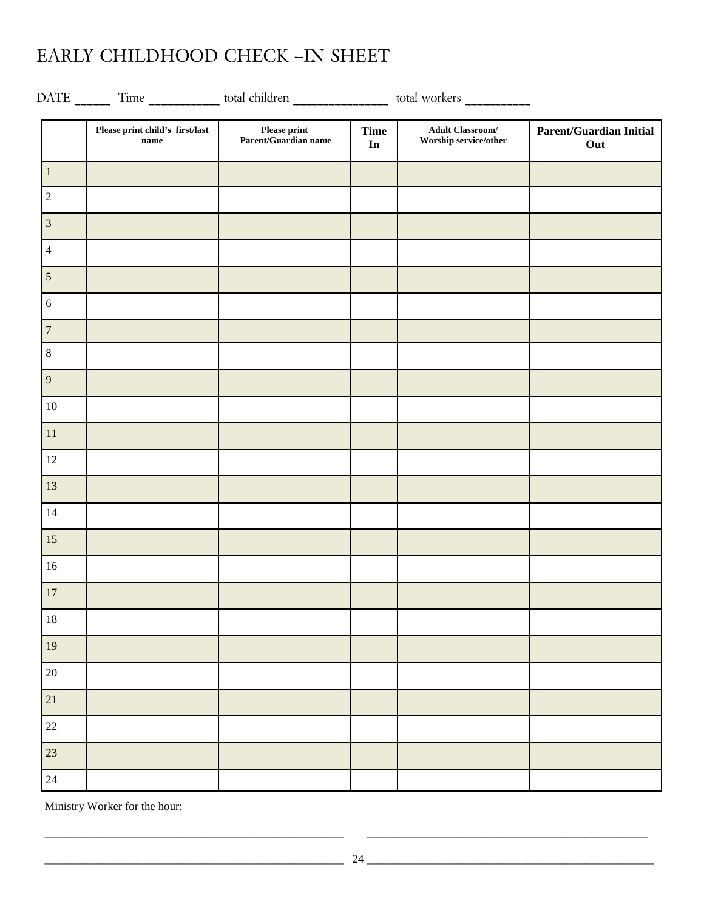# EARLY CHILDHOOD CHECK –IN SHEET

DATE _____ Time __________ total children ______________ total workers _________

| | Please print child's first/last name | Please print Parent/Guardian name | Time In | Adult Classroom/ Worship service/other | Parent/Guardian Initial Out |
|---|---|---|---|---|---|
| 1 | | | | | |
| 2 | | | | | |
| 3 | | | | | |
| 4 | | | | | |
| 5 | | | | | |
| 6 | | | | | |
| 7 | | | | | |
| 8 | | | | | |
| 9 | | | | | |
| 10 | | | | | |
| 11 | | | | | |
| 12 | | | | | |
| 13 | | | | | |
| 14 | | | | | |
| 15 | | | | | |
| 16 | | | | | |
| 17 | | | | | |
| 18 | | | | | |
| 19 | | | | | |
| 20 | | | | | |
| 21 | | | | | |
| 22 | | | | | |
| 23 | | | | | |
| 24 | | | | | |

Ministry Worker for the hour:

_______________________________________________ _______________________________________________

_______________________________________________ _______________________________________________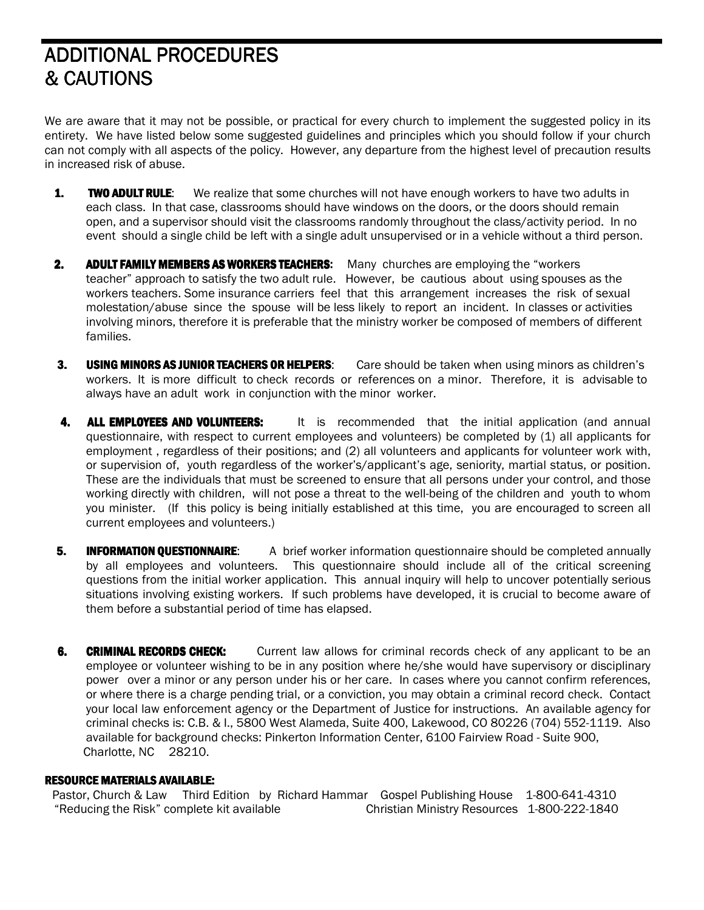# ADDITIONAL PROCEDURES & CAUTIONS

We are aware that it may not be possible, or practical for every church to implement the suggested policy in its entirety. We have listed below some suggested guidelines and principles which you should follow if your church can not comply with all aspects of the policy. However, any departure from the highest level of precaution results in increased risk of abuse.

1. **TWO ADULT RULE**: We realize that some churches will not have enough workers to have two adults in each class. In that case, classrooms should have windows on the doors, or the doors should remain open, and a supervisor should visit the classrooms randomly throughout the class/activity period. In no event should a single child be left with a single adult unsupervised or in a vehicle without a third person.

2. **ADULT FAMILY MEMBERS AS WORKERS TEACHERS:** Many churches are employing the "workers teacher" approach to satisfy the two adult rule. However, be cautious about using spouses as the workers teachers. Some insurance carriers feel that this arrangement increases the risk of sexual molestation/abuse since the spouse will be less likely to report an incident. In classes or activities involving minors, therefore it is preferable that the ministry worker be composed of members of different families.

3. **USING MINORS AS JUNIOR TEACHERS OR HELPERS**: Care should be taken when using minors as children's workers. It is more difficult to check records or references on a minor. Therefore, it is advisable to always have an adult work in conjunction with the minor worker.

4. **ALL EMPLOYEES AND VOLUNTEERS:** It is recommended that the initial application (and annual questionnaire, with respect to current employees and volunteers) be completed by (1) all applicants for employment , regardless of their positions; and (2) all volunteers and applicants for volunteer work with, or supervision of, youth regardless of the worker's/applicant's age, seniority, martial status, or position. These are the individuals that must be screened to ensure that all persons under your control, and those working directly with children, will not pose a threat to the well-being of the children and youth to whom you minister. (If this policy is being initially established at this time, you are encouraged to screen all current employees and volunteers.)

5. **INFORMATION QUESTIONNAIRE**: A brief worker information questionnaire should be completed annually by all employees and volunteers. This questionnaire should include all of the critical screening questions from the initial worker application. This annual inquiry will help to uncover potentially serious situations involving existing workers. If such problems have developed, it is crucial to become aware of them before a substantial period of time has elapsed.

6. **CRIMINAL RECORDS CHECK:** Current law allows for criminal records check of any applicant to be an employee or volunteer wishing to be in any position where he/she would have supervisory or disciplinary power over a minor or any person under his or her care. In cases where you cannot confirm references, or where there is a charge pending trial, or a conviction, you may obtain a criminal record check. Contact your local law enforcement agency or the Department of Justice for instructions. An available agency for criminal checks is: C.B. & I., 5800 West Alameda, Suite 400, Lakewood, CO 80226 (704) 552-1119. Also available for background checks: Pinkerton Information Center, 6100 Fairview Road - Suite 900, Charlotte, NC 28210.

**RESOURCE MATERIALS AVAILABLE:**

Pastor, Church & Law Third Edition by Richard Hammar Gospel Publishing House 1-800-641-4310
"Reducing the Risk" complete kit available Christian Ministry Resources 1-800-222-1840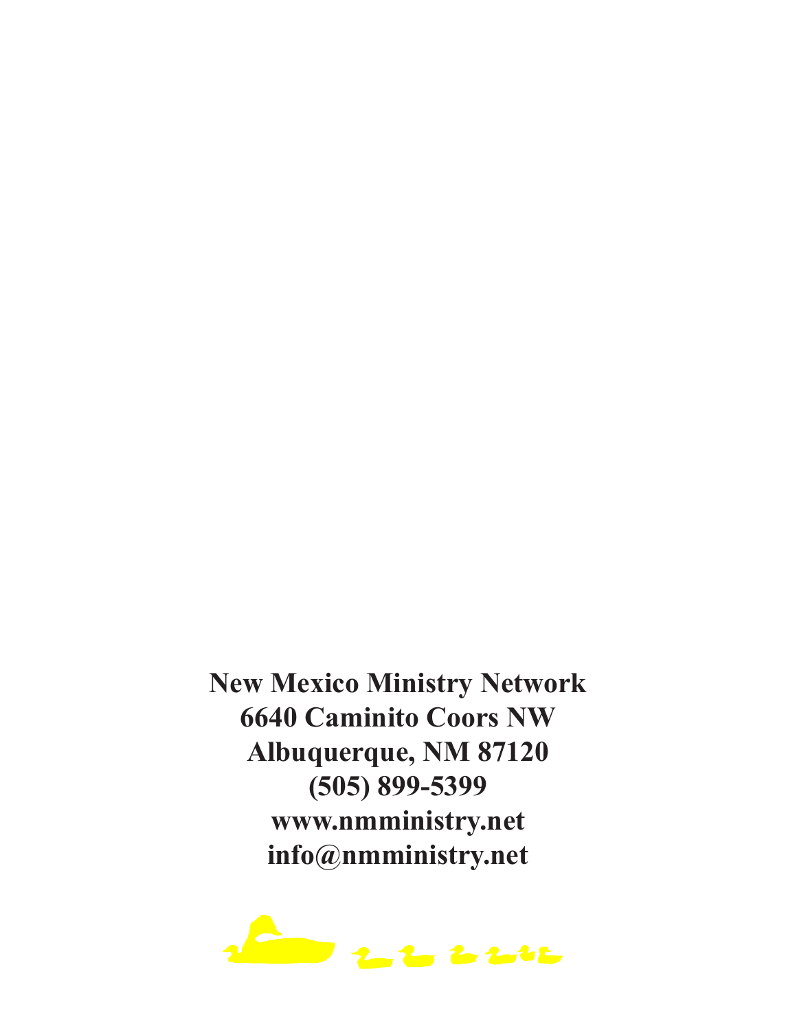**New Mexico Ministry Network**
**6640 Caminito Coors NW**
**Albuquerque, NM 87120**
**(505) 899-5399**
**www.nmministry.net**
**info@nmministry.net**